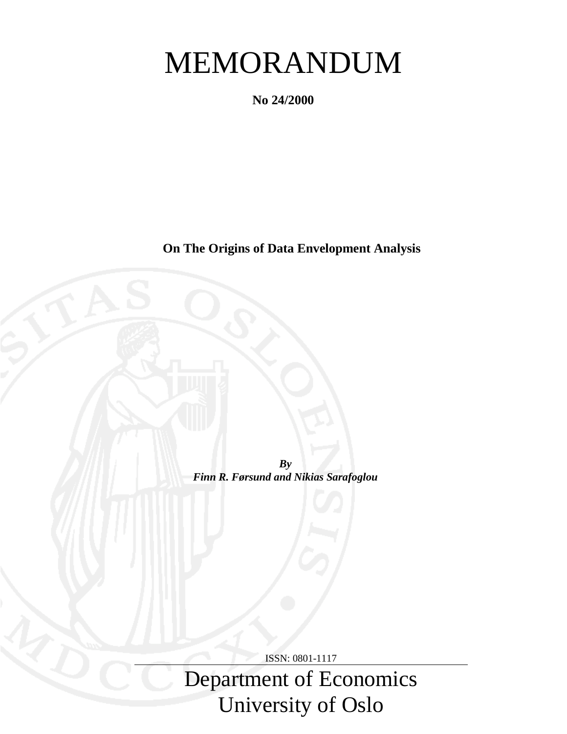# MEMORANDUM

**No 24/2000**

**On The Origins of Data Envelopment Analysis**

***By***
***Finn R. Førsund and Nikias Sarafoglou***

ISSN: 0801-1117

Department of Economics
University of Oslo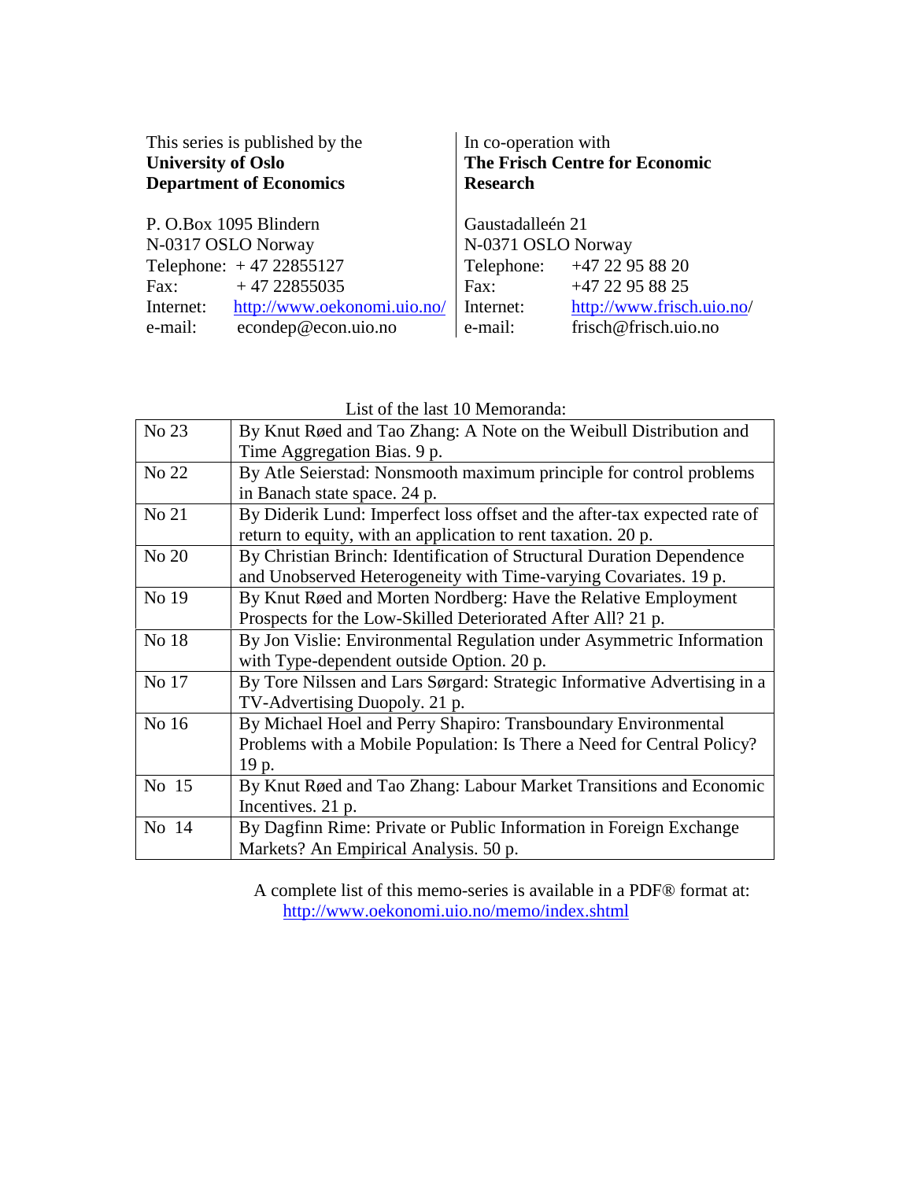This series is published by the
**University of Oslo**
**Department of Economics**

P. O.Box 1095 Blindern
N-0317 OSLO Norway
Telephone: + 47 22855127
Fax: + 47 22855035
Internet: http://www.oekonomi.uio.no/
e-mail: econdep@econ.uio.no

In co-operation with
**The Frisch Centre for Economic Research**

Gaustadalleén 21
N-0371 OSLO Norway
Telephone: +47 22 95 88 20
Fax: +47 22 95 88 25
Internet: http://www.frisch.uio.no/
e-mail: frisch@frisch.uio.no

List of the last 10 Memoranda:

| | |
|---|---|
| No 23 | By Knut Røed and Tao Zhang: A Note on the Weibull Distribution and Time Aggregation Bias. 9 p. |
| No 22 | By Atle Seierstad: Nonsmooth maximum principle for control problems in Banach state space. 24 p. |
| No 21 | By Diderik Lund: Imperfect loss offset and the after-tax expected rate of return to equity, with an application to rent taxation. 20 p. |
| No 20 | By Christian Brinch: Identification of Structural Duration Dependence and Unobserved Heterogeneity with Time-varying Covariates. 19 p. |
| No 19 | By Knut Røed and Morten Nordberg: Have the Relative Employment Prospects for the Low-Skilled Deteriorated After All? 21 p. |
| No 18 | By Jon Vislie: Environmental Regulation under Asymmetric Information with Type-dependent outside Option. 20 p. |
| No 17 | By Tore Nilssen and Lars Sørgard: Strategic Informative Advertising in a TV-Advertising Duopoly. 21 p. |
| No 16 | By Michael Hoel and Perry Shapiro: Transboundary Environmental Problems with a Mobile Population: Is There a Need for Central Policy? 19 p. |
| No 15 | By Knut Røed and Tao Zhang: Labour Market Transitions and Economic Incentives. 21 p. |
| No 14 | By Dagfinn Rime: Private or Public Information in Foreign Exchange Markets? An Empirical Analysis. 50 p. |

A complete list of this memo-series is available in a PDF® format at:
http://www.oekonomi.uio.no/memo/index.shtml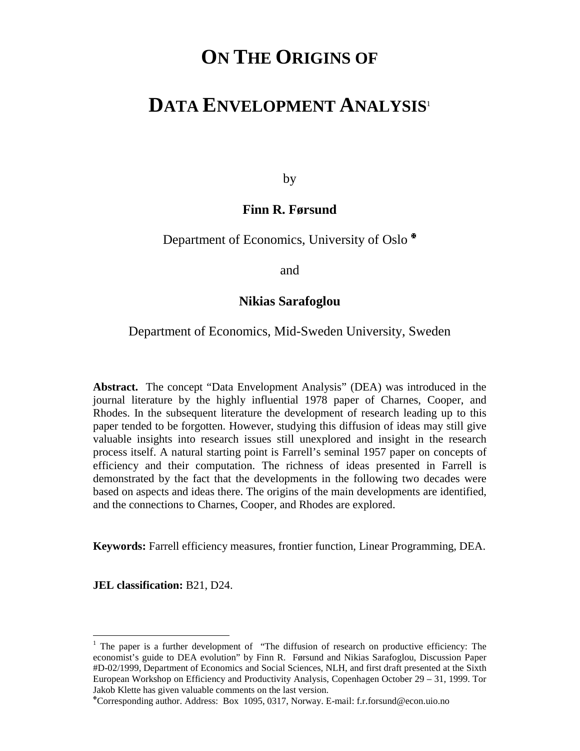# ON THE ORIGINS OF

# DATA ENVELOPMENT ANALYSIS[1]

by

**Finn R. Førsund**

Department of Economics, University of Oslo [*]

and

**Nikias Sarafoglou**

Department of Economics, Mid-Sweden University, Sweden

**Abstract.** The concept "Data Envelopment Analysis" (DEA) was introduced in the journal literature by the highly influential 1978 paper of Charnes, Cooper, and Rhodes. In the subsequent literature the development of research leading up to this paper tended to be forgotten. However, studying this diffusion of ideas may still give valuable insights into research issues still unexplored and insight in the research process itself. A natural starting point is Farrell's seminal 1957 paper on concepts of efficiency and their computation. The richness of ideas presented in Farrell is demonstrated by the fact that the developments in the following two decades were based on aspects and ideas there. The origins of the main developments are identified, and the connections to Charnes, Cooper, and Rhodes are explored.

**Keywords:** Farrell efficiency measures, frontier function, Linear Programming, DEA.

**JEL classification:** B21, D24.

---

[1] The paper is a further development of "The diffusion of research on productive efficiency: The economist's guide to DEA evolution" by Finn R. Førsund and Nikias Sarafoglou, Discussion Paper #D-02/1999, Department of Economics and Social Sciences, NLH, and first draft presented at the Sixth European Workshop on Efficiency and Productivity Analysis, Copenhagen October 29 – 31, 1999. Tor Jakob Klette has given valuable comments on the last version.

[*] Corresponding author. Address: Box 1095, 0317, Norway. E-mail: f.r.forsund@econ.uio.no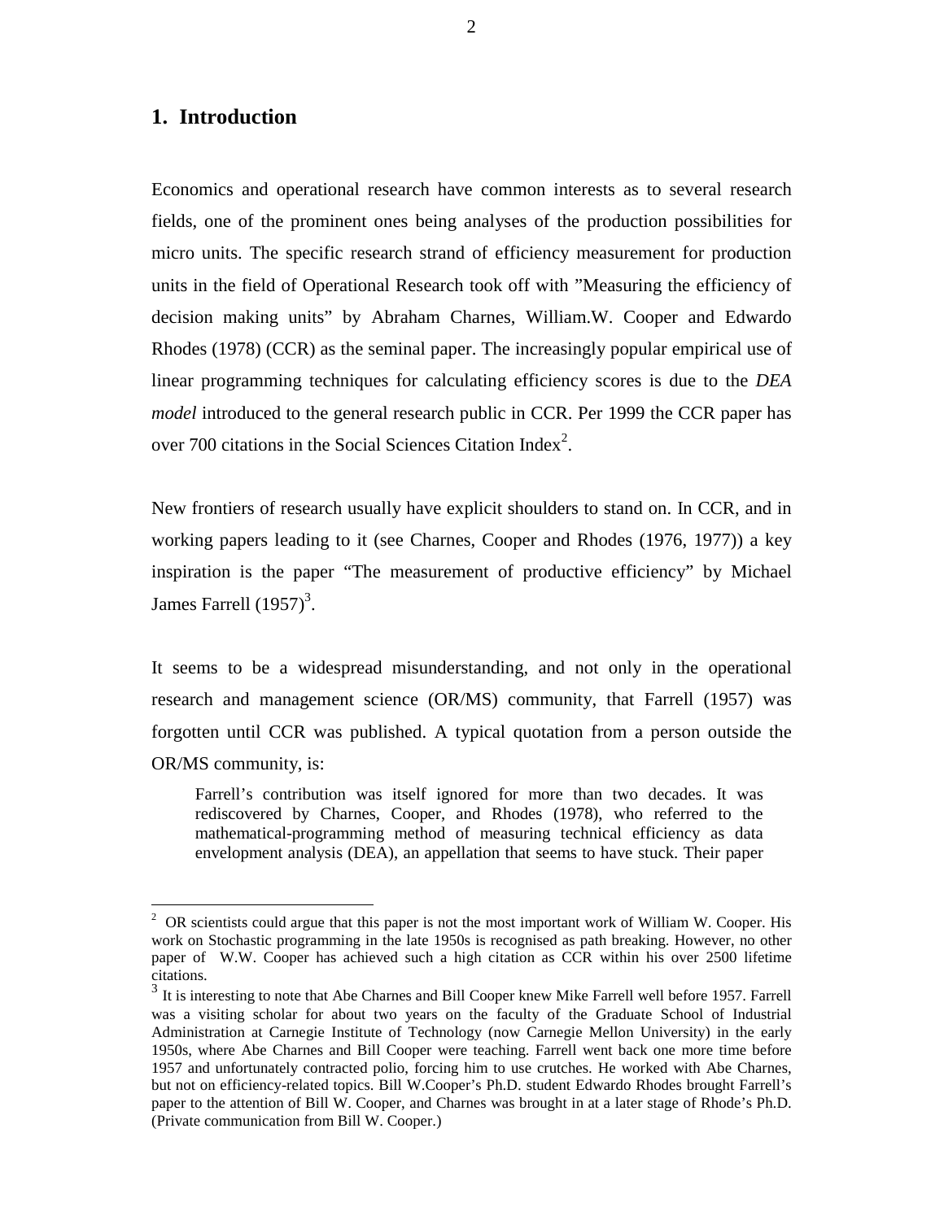## 1. Introduction

Economics and operational research have common interests as to several research fields, one of the prominent ones being analyses of the production possibilities for micro units. The specific research strand of efficiency measurement for production units in the field of Operational Research took off with "Measuring the efficiency of decision making units" by Abraham Charnes, William.W. Cooper and Edwardo Rhodes (1978) (CCR) as the seminal paper. The increasingly popular empirical use of linear programming techniques for calculating efficiency scores is due to the *DEA model* introduced to the general research public in CCR. Per 1999 the CCR paper has over 700 citations in the Social Sciences Citation Index[2].

New frontiers of research usually have explicit shoulders to stand on. In CCR, and in working papers leading to it (see Charnes, Cooper and Rhodes (1976, 1977)) a key inspiration is the paper "The measurement of productive efficiency" by Michael James Farrell (1957)[3].

It seems to be a widespread misunderstanding, and not only in the operational research and management science (OR/MS) community, that Farrell (1957) was forgotten until CCR was published. A typical quotation from a person outside the OR/MS community, is:

> Farrell's contribution was itself ignored for more than two decades. It was rediscovered by Charnes, Cooper, and Rhodes (1978), who referred to the mathematical-programming method of measuring technical efficiency as data envelopment analysis (DEA), an appellation that seems to have stuck. Their paper

---

[2] OR scientists could argue that this paper is not the most important work of William W. Cooper. His work on Stochastic programming in the late 1950s is recognised as path breaking. However, no other paper of W.W. Cooper has achieved such a high citation as CCR within his over 2500 lifetime citations.

[3] It is interesting to note that Abe Charnes and Bill Cooper knew Mike Farrell well before 1957. Farrell was a visiting scholar for about two years on the faculty of the Graduate School of Industrial Administration at Carnegie Institute of Technology (now Carnegie Mellon University) in the early 1950s, where Abe Charnes and Bill Cooper were teaching. Farrell went back one more time before 1957 and unfortunately contracted polio, forcing him to use crutches. He worked with Abe Charnes, but not on efficiency-related topics. Bill W.Cooper's Ph.D. student Edwardo Rhodes brought Farrell's paper to the attention of Bill W. Cooper, and Charnes was brought in at a later stage of Rhode's Ph.D. (Private communication from Bill W. Cooper.)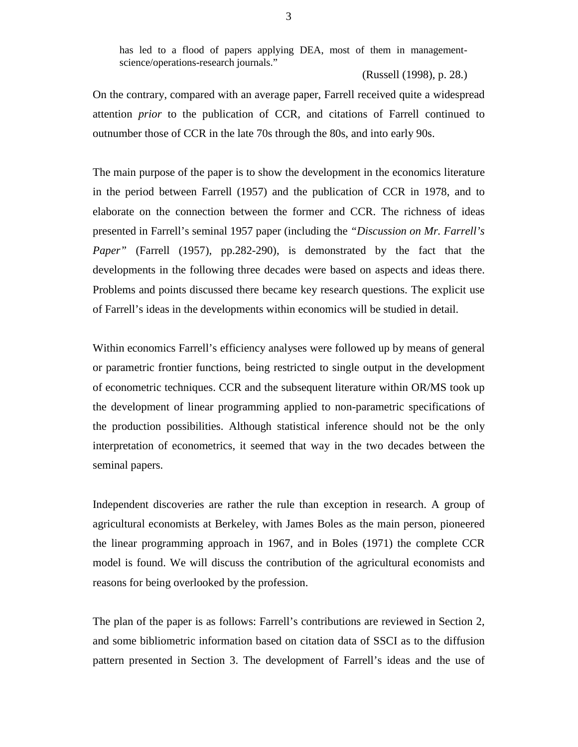> has led to a flood of papers applying DEA, most of them in management-science/operations-research journals."
>
> (Russell (1998), p. 28.)

On the contrary, compared with an average paper, Farrell received quite a widespread attention *prior* to the publication of CCR, and citations of Farrell continued to outnumber those of CCR in the late 70s through the 80s, and into early 90s.

The main purpose of the paper is to show the development in the economics literature in the period between Farrell (1957) and the publication of CCR in 1978, and to elaborate on the connection between the former and CCR. The richness of ideas presented in Farrell's seminal 1957 paper (including the *"Discussion on Mr. Farrell's Paper"* (Farrell (1957), pp.282-290), is demonstrated by the fact that the developments in the following three decades were based on aspects and ideas there. Problems and points discussed there became key research questions. The explicit use of Farrell's ideas in the developments within economics will be studied in detail.

Within economics Farrell's efficiency analyses were followed up by means of general or parametric frontier functions, being restricted to single output in the development of econometric techniques. CCR and the subsequent literature within OR/MS took up the development of linear programming applied to non-parametric specifications of the production possibilities. Although statistical inference should not be the only interpretation of econometrics, it seemed that way in the two decades between the seminal papers.

Independent discoveries are rather the rule than exception in research. A group of agricultural economists at Berkeley, with James Boles as the main person, pioneered the linear programming approach in 1967, and in Boles (1971) the complete CCR model is found. We will discuss the contribution of the agricultural economists and reasons for being overlooked by the profession.

The plan of the paper is as follows: Farrell's contributions are reviewed in Section 2, and some bibliometric information based on citation data of SSCI as to the diffusion pattern presented in Section 3. The development of Farrell's ideas and the use of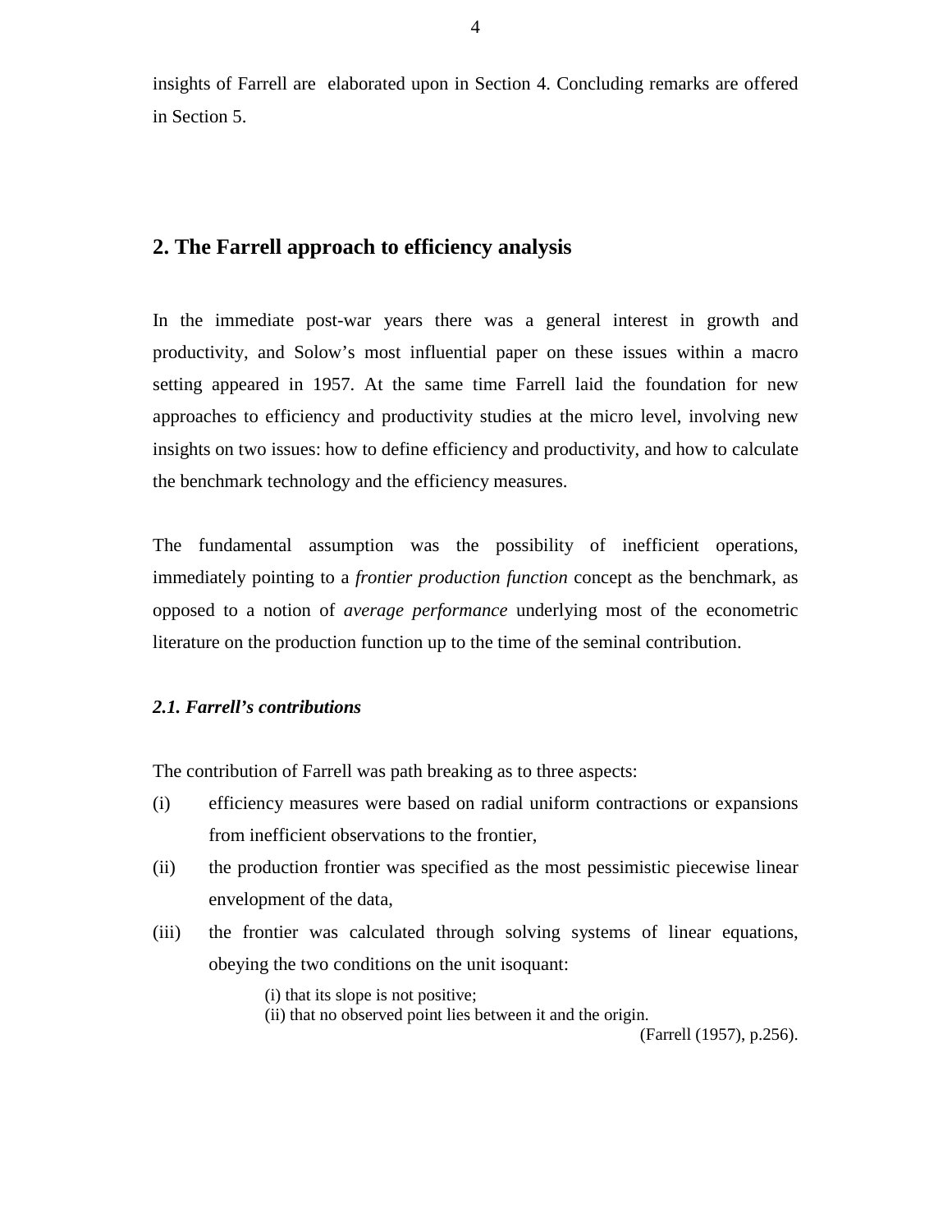insights of Farrell are elaborated upon in Section 4. Concluding remarks are offered in Section 5.

## 2. The Farrell approach to efficiency analysis

In the immediate post-war years there was a general interest in growth and productivity, and Solow's most influential paper on these issues within a macro setting appeared in 1957. At the same time Farrell laid the foundation for new approaches to efficiency and productivity studies at the micro level, involving new insights on two issues: how to define efficiency and productivity, and how to calculate the benchmark technology and the efficiency measures.

The fundamental assumption was the possibility of inefficient operations, immediately pointing to a *frontier production function* concept as the benchmark, as opposed to a notion of *average performance* underlying most of the econometric literature on the production function up to the time of the seminal contribution.

### *2.1. Farrell's contributions*

The contribution of Farrell was path breaking as to three aspects:

(i) efficiency measures were based on radial uniform contractions or expansions from inefficient observations to the frontier,

(ii) the production frontier was specified as the most pessimistic piecewise linear envelopment of the data,

(iii) the frontier was calculated through solving systems of linear equations, obeying the two conditions on the unit isoquant:

> (i) that its slope is not positive;
> (ii) that no observed point lies between it and the origin.
>
> (Farrell (1957), p.256).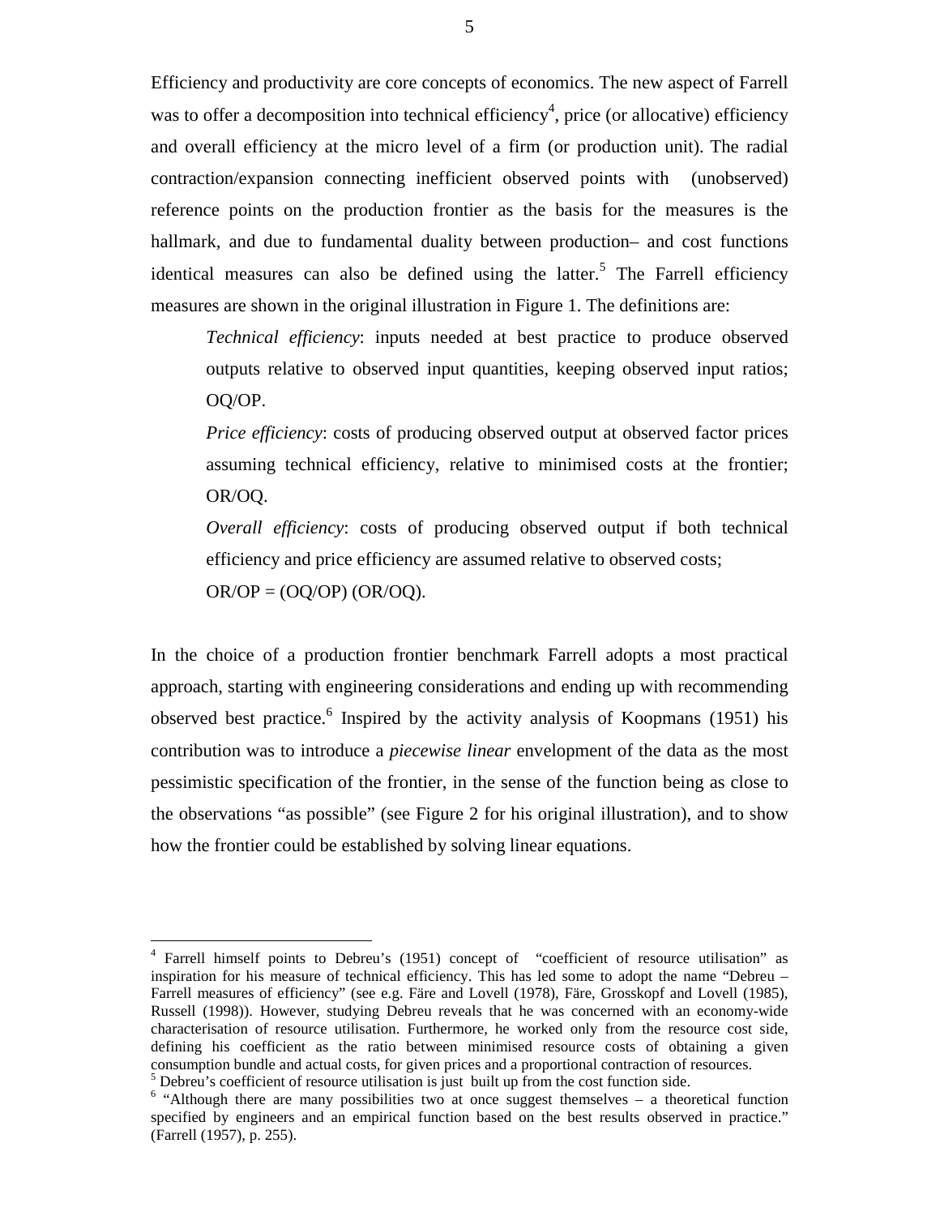Efficiency and productivity are core concepts of economics. The new aspect of Farrell was to offer a decomposition into technical efficiency[4], price (or allocative) efficiency and overall efficiency at the micro level of a firm (or production unit). The radial contraction/expansion connecting inefficient observed points with (unobserved) reference points on the production frontier as the basis for the measures is the hallmark, and due to fundamental duality between production– and cost functions identical measures can also be defined using the latter.[5] The Farrell efficiency measures are shown in the original illustration in Figure 1. The definitions are:

> *Technical efficiency*: inputs needed at best practice to produce observed outputs relative to observed input quantities, keeping observed input ratios; OQ/OP.
>
> *Price efficiency*: costs of producing observed output at observed factor prices assuming technical efficiency, relative to minimised costs at the frontier; OR/OQ.
>
> *Overall efficiency*: costs of producing observed output if both technical efficiency and price efficiency are assumed relative to observed costs;
> OR/OP = (OQ/OP) (OR/OQ).

In the choice of a production frontier benchmark Farrell adopts a most practical approach, starting with engineering considerations and ending up with recommending observed best practice.[6] Inspired by the activity analysis of Koopmans (1951) his contribution was to introduce a *piecewise linear* envelopment of the data as the most pessimistic specification of the frontier, in the sense of the function being as close to the observations "as possible" (see Figure 2 for his original illustration), and to show how the frontier could be established by solving linear equations.

---

[4] Farrell himself points to Debreu's (1951) concept of "coefficient of resource utilisation" as inspiration for his measure of technical efficiency. This has led some to adopt the name "Debreu – Farrell measures of efficiency" (see e.g. Färe and Lovell (1978), Färe, Grosskopf and Lovell (1985), Russell (1998)). However, studying Debreu reveals that he was concerned with an economy-wide characterisation of resource utilisation. Furthermore, he worked only from the resource cost side, defining his coefficient as the ratio between minimised resource costs of obtaining a given consumption bundle and actual costs, for given prices and a proportional contraction of resources.

[5] Debreu's coefficient of resource utilisation is just built up from the cost function side.

[6] "Although there are many possibilities two at once suggest themselves – a theoretical function specified by engineers and an empirical function based on the best results observed in practice." (Farrell (1957), p. 255).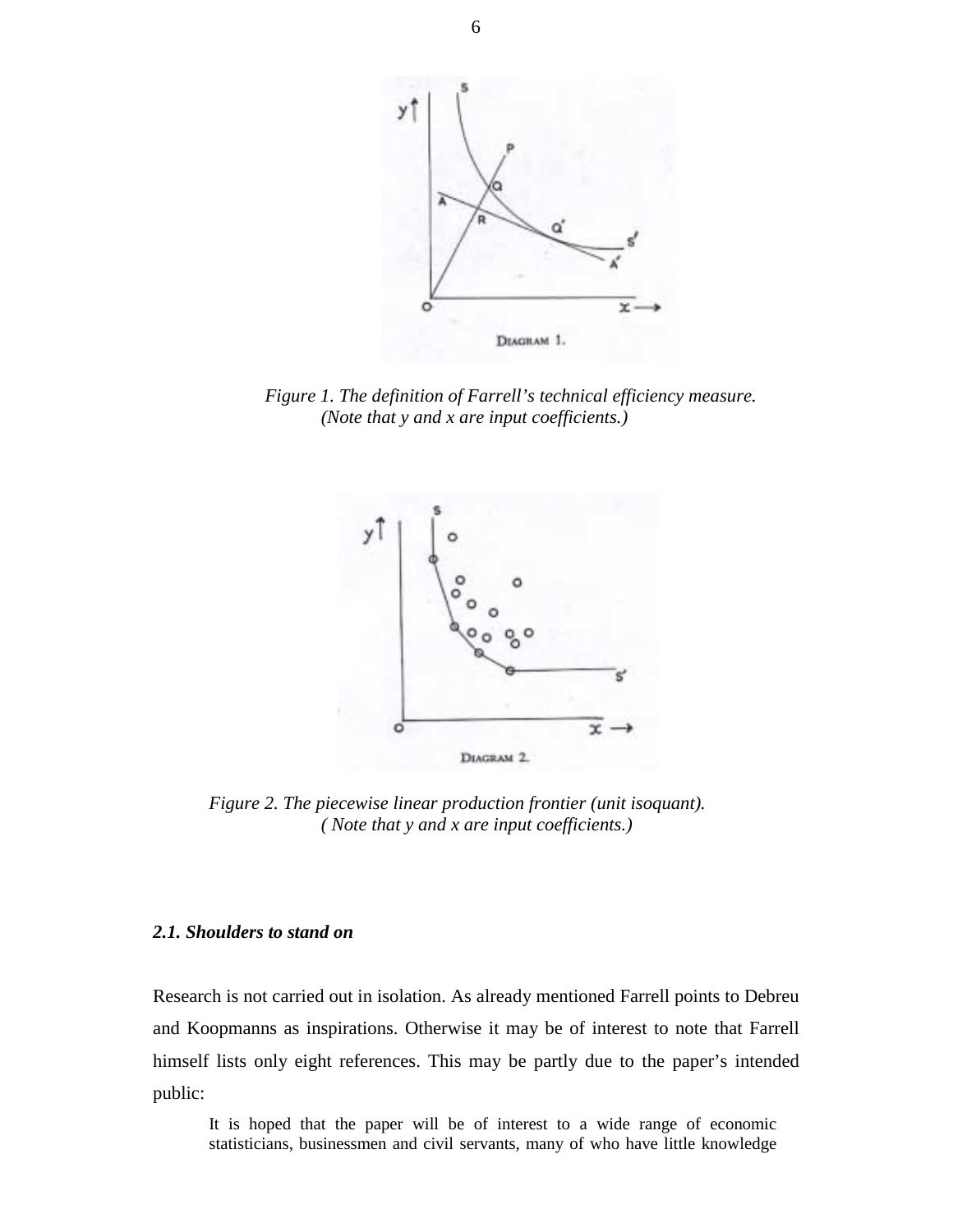*Figure 1. The definition of Farrell's technical efficiency measure. (Note that y and x are input coefficients.)*

*Figure 2. The piecewise linear production frontier (unit isoquant). ( Note that y and x are input coefficients.)*

### *2.1. Shoulders to stand on*

Research is not carried out in isolation. As already mentioned Farrell points to Debreu and Koopmanns as inspirations. Otherwise it may be of interest to note that Farrell himself lists only eight references. This may be partly due to the paper's intended public:

> It is hoped that the paper will be of interest to a wide range of economic statisticians, businessmen and civil servants, many of who have little knowledge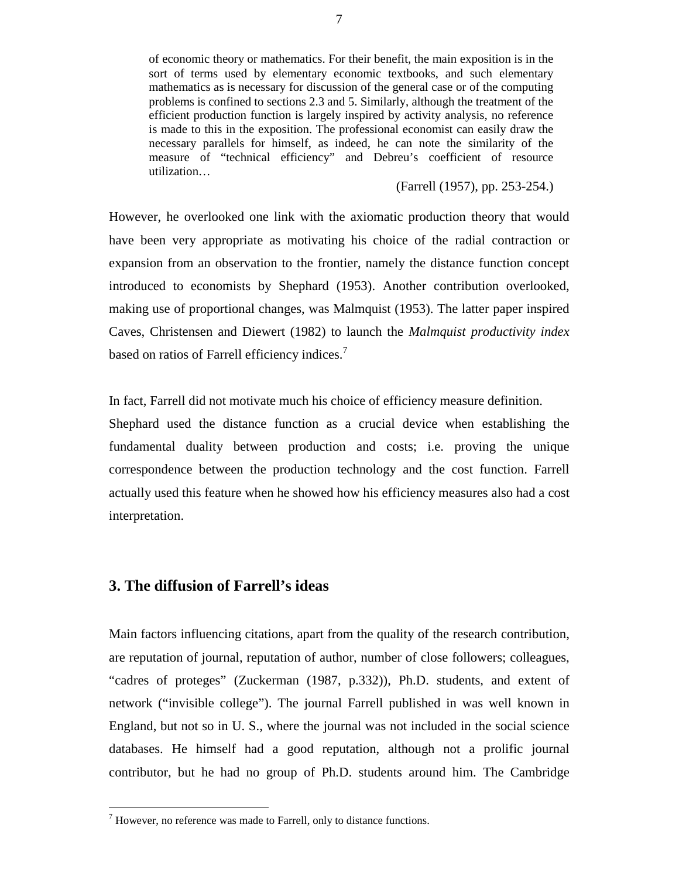> of economic theory or mathematics. For their benefit, the main exposition is in the sort of terms used by elementary economic textbooks, and such elementary mathematics as is necessary for discussion of the general case or of the computing problems is confined to sections 2.3 and 5. Similarly, although the treatment of the efficient production function is largely inspired by activity analysis, no reference is made to this in the exposition. The professional economist can easily draw the necessary parallels for himself, as indeed, he can note the similarity of the measure of "technical efficiency" and Debreu's coefficient of resource utilization…
>
> (Farrell (1957), pp. 253-254.)

However, he overlooked one link with the axiomatic production theory that would have been very appropriate as motivating his choice of the radial contraction or expansion from an observation to the frontier, namely the distance function concept introduced to economists by Shephard (1953). Another contribution overlooked, making use of proportional changes, was Malmquist (1953). The latter paper inspired Caves, Christensen and Diewert (1982) to launch the *Malmquist productivity index* based on ratios of Farrell efficiency indices.[7]

In fact, Farrell did not motivate much his choice of efficiency measure definition.

Shephard used the distance function as a crucial device when establishing the fundamental duality between production and costs; i.e. proving the unique correspondence between the production technology and the cost function. Farrell actually used this feature when he showed how his efficiency measures also had a cost interpretation.

## 3. The diffusion of Farrell's ideas

Main factors influencing citations, apart from the quality of the research contribution, are reputation of journal, reputation of author, number of close followers; colleagues, "cadres of proteges" (Zuckerman (1987, p.332)), Ph.D. students, and extent of network ("invisible college"). The journal Farrell published in was well known in England, but not so in U. S., where the journal was not included in the social science databases. He himself had a good reputation, although not a prolific journal contributor, but he had no group of Ph.D. students around him. The Cambridge

[7] However, no reference was made to Farrell, only to distance functions.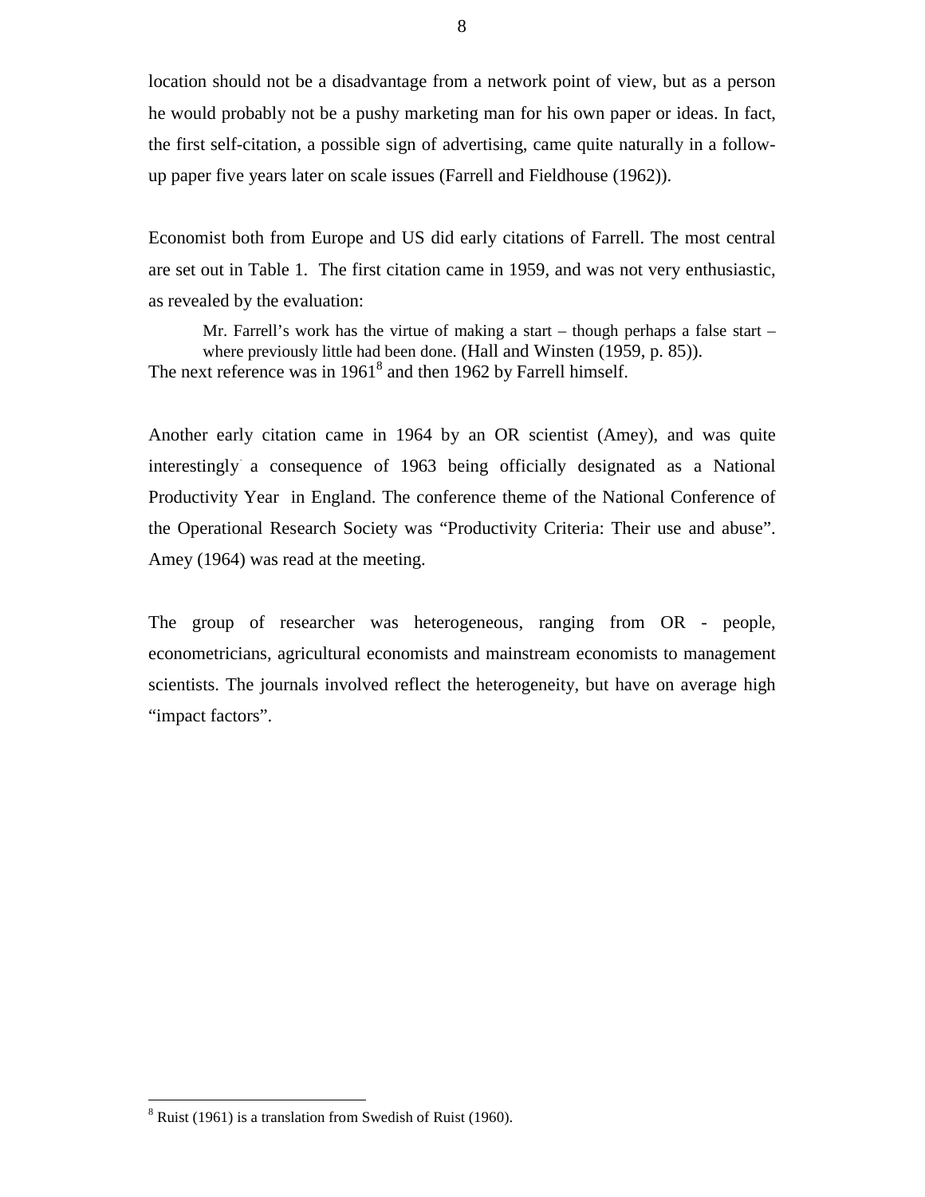location should not be a disadvantage from a network point of view, but as a person he would probably not be a pushy marketing man for his own paper or ideas. In fact, the first self-citation, a possible sign of advertising, came quite naturally in a follow-up paper five years later on scale issues (Farrell and Fieldhouse (1962)).

Economist both from Europe and US did early citations of Farrell. The most central are set out in Table 1. The first citation came in 1959, and was not very enthusiastic, as revealed by the evaluation:

> Mr. Farrell's work has the virtue of making a start – though perhaps a false start – where previously little had been done. (Hall and Winsten (1959, p. 85)).

The next reference was in 1961[8] and then 1962 by Farrell himself.

Another early citation came in 1964 by an OR scientist (Amey), and was quite interestingly a consequence of 1963 being officially designated as a National Productivity Year in England. The conference theme of the National Conference of the Operational Research Society was "Productivity Criteria: Their use and abuse". Amey (1964) was read at the meeting.

The group of researcher was heterogeneous, ranging from OR - people, econometricians, agricultural economists and mainstream economists to management scientists. The journals involved reflect the heterogeneity, but have on average high "impact factors".

[8] Ruist (1961) is a translation from Swedish of Ruist (1960).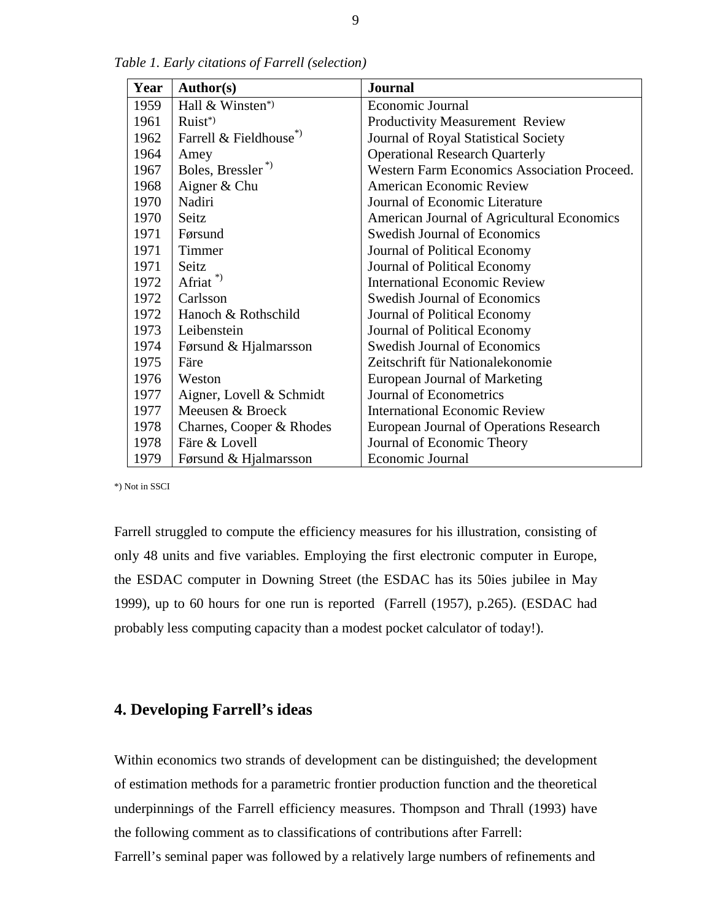*Table 1. Early citations of Farrell (selection)*

| Year | Author(s) | Journal |
|---|---|---|
| 1959 | Hall & Winsten*) | Economic Journal |
| 1961 | Ruist*) | Productivity Measurement Review |
| 1962 | Farrell & Fieldhouse*) | Journal of Royal Statistical Society |
| 1964 | Amey | Operational Research Quarterly |
| 1967 | Boles, Bressler *) | Western Farm Economics Association Proceed. |
| 1968 | Aigner & Chu | American Economic Review |
| 1970 | Nadiri | Journal of Economic Literature |
| 1970 | Seitz | American Journal of Agricultural Economics |
| 1971 | Førsund | Swedish Journal of Economics |
| 1971 | Timmer | Journal of Political Economy |
| 1971 | Seitz | Journal of Political Economy |
| 1972 | Afriat *) | International Economic Review |
| 1972 | Carlsson | Swedish Journal of Economics |
| 1972 | Hanoch & Rothschild | Journal of Political Economy |
| 1973 | Leibenstein | Journal of Political Economy |
| 1974 | Førsund & Hjalmarsson | Swedish Journal of Economics |
| 1975 | Färe | Zeitschrift für Nationalekonomie |
| 1976 | Weston | European Journal of Marketing |
| 1977 | Aigner, Lovell & Schmidt | Journal of Econometrics |
| 1977 | Meeusen & Broeck | International Economic Review |
| 1978 | Charnes, Cooper & Rhodes | European Journal of Operations Research |
| 1978 | Färe & Lovell | Journal of Economic Theory |
| 1979 | Førsund & Hjalmarsson | Economic Journal |

*) Not in SSCI

Farrell struggled to compute the efficiency measures for his illustration, consisting of only 48 units and five variables. Employing the first electronic computer in Europe, the ESDAC computer in Downing Street (the ESDAC has its 50ies jubilee in May 1999), up to 60 hours for one run is reported (Farrell (1957), p.265). (ESDAC had probably less computing capacity than a modest pocket calculator of today!).

## 4. Developing Farrell's ideas

Within economics two strands of development can be distinguished; the development of estimation methods for a parametric frontier production function and the theoretical underpinnings of the Farrell efficiency measures. Thompson and Thrall (1993) have the following comment as to classifications of contributions after Farrell:

Farrell's seminal paper was followed by a relatively large numbers of refinements and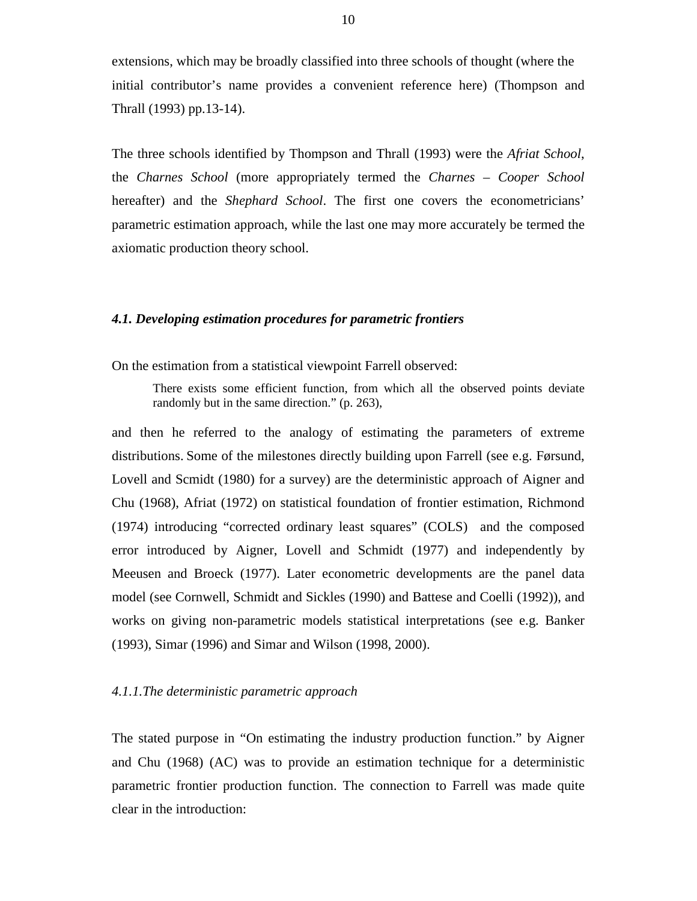extensions, which may be broadly classified into three schools of thought (where the initial contributor's name provides a convenient reference here) (Thompson and Thrall (1993) pp.13-14).

The three schools identified by Thompson and Thrall (1993) were the *Afriat School*, the *Charnes School* (more appropriately termed the *Charnes – Cooper School* hereafter) and the *Shephard School*. The first one covers the econometricians' parametric estimation approach, while the last one may more accurately be termed the axiomatic production theory school.

### *4.1. Developing estimation procedures for parametric frontiers*

On the estimation from a statistical viewpoint Farrell observed:

> There exists some efficient function, from which all the observed points deviate randomly but in the same direction." (p. 263),

and then he referred to the analogy of estimating the parameters of extreme distributions. Some of the milestones directly building upon Farrell (see e.g. Førsund, Lovell and Scmidt (1980) for a survey) are the deterministic approach of Aigner and Chu (1968), Afriat (1972) on statistical foundation of frontier estimation, Richmond (1974) introducing "corrected ordinary least squares" (COLS) and the composed error introduced by Aigner, Lovell and Schmidt (1977) and independently by Meeusen and Broeck (1977). Later econometric developments are the panel data model (see Cornwell, Schmidt and Sickles (1990) and Battese and Coelli (1992)), and works on giving non-parametric models statistical interpretations (see e.g. Banker (1993), Simar (1996) and Simar and Wilson (1998, 2000).

#### *4.1.1.The deterministic parametric approach*

The stated purpose in "On estimating the industry production function." by Aigner and Chu (1968) (AC) was to provide an estimation technique for a deterministic parametric frontier production function. The connection to Farrell was made quite clear in the introduction: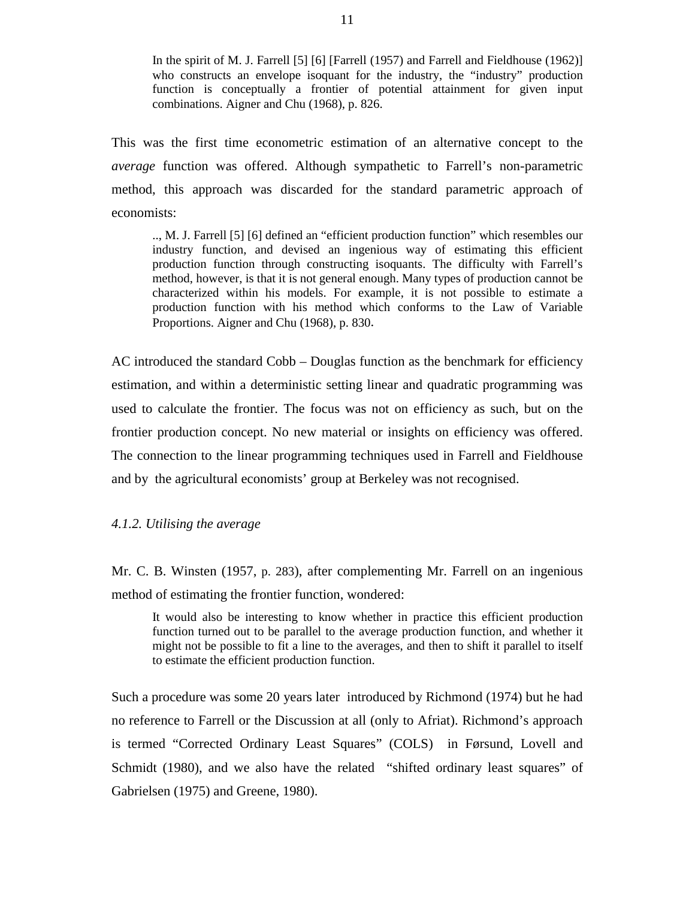> In the spirit of M. J. Farrell [5] [6] [Farrell (1957) and Farrell and Fieldhouse (1962)] who constructs an envelope isoquant for the industry, the "industry" production function is conceptually a frontier of potential attainment for given input combinations. Aigner and Chu (1968), p. 826.

This was the first time econometric estimation of an alternative concept to the *average* function was offered. Although sympathetic to Farrell's non-parametric method, this approach was discarded for the standard parametric approach of economists:

> .., M. J. Farrell [5] [6] defined an "efficient production function" which resembles our industry function, and devised an ingenious way of estimating this efficient production function through constructing isoquants. The difficulty with Farrell's method, however, is that it is not general enough. Many types of production cannot be characterized within his models. For example, it is not possible to estimate a production function with his method which conforms to the Law of Variable Proportions. Aigner and Chu (1968), p. 830.

AC introduced the standard Cobb – Douglas function as the benchmark for efficiency estimation, and within a deterministic setting linear and quadratic programming was used to calculate the frontier. The focus was not on efficiency as such, but on the frontier production concept. No new material or insights on efficiency was offered. The connection to the linear programming techniques used in Farrell and Fieldhouse and by the agricultural economists' group at Berkeley was not recognised.

#### *4.1.2. Utilising the average*

Mr. C. B. Winsten (1957, p. 283), after complementing Mr. Farrell on an ingenious method of estimating the frontier function, wondered:

> It would also be interesting to know whether in practice this efficient production function turned out to be parallel to the average production function, and whether it might not be possible to fit a line to the averages, and then to shift it parallel to itself to estimate the efficient production function.

Such a procedure was some 20 years later introduced by Richmond (1974) but he had no reference to Farrell or the Discussion at all (only to Afriat). Richmond's approach is termed "Corrected Ordinary Least Squares" (COLS) in Førsund, Lovell and Schmidt (1980), and we also have the related "shifted ordinary least squares" of Gabrielsen (1975) and Greene, 1980).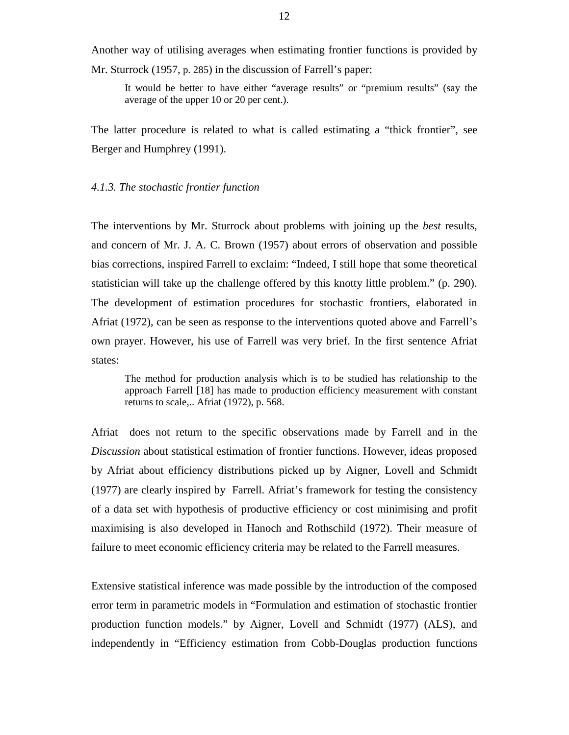Another way of utilising averages when estimating frontier functions is provided by Mr. Sturrock (1957, p. 285) in the discussion of Farrell's paper:

> It would be better to have either "average results" or "premium results" (say the average of the upper 10 or 20 per cent.).

The latter procedure is related to what is called estimating a "thick frontier", see Berger and Humphrey (1991).

*4.1.3. The stochastic frontier function*

The interventions by Mr. Sturrock about problems with joining up the *best* results, and concern of Mr. J. A. C. Brown (1957) about errors of observation and possible bias corrections, inspired Farrell to exclaim: "Indeed, I still hope that some theoretical statistician will take up the challenge offered by this knotty little problem." (p. 290). The development of estimation procedures for stochastic frontiers, elaborated in Afriat (1972), can be seen as response to the interventions quoted above and Farrell's own prayer. However, his use of Farrell was very brief. In the first sentence Afriat states:

> The method for production analysis which is to be studied has relationship to the approach Farrell [18] has made to production efficiency measurement with constant returns to scale,.. Afriat (1972), p. 568.

Afriat does not return to the specific observations made by Farrell and in the *Discussion* about statistical estimation of frontier functions. However, ideas proposed by Afriat about efficiency distributions picked up by Aigner, Lovell and Schmidt (1977) are clearly inspired by Farrell. Afriat's framework for testing the consistency of a data set with hypothesis of productive efficiency or cost minimising and profit maximising is also developed in Hanoch and Rothschild (1972). Their measure of failure to meet economic efficiency criteria may be related to the Farrell measures.

Extensive statistical inference was made possible by the introduction of the composed error term in parametric models in "Formulation and estimation of stochastic frontier production function models." by Aigner, Lovell and Schmidt (1977) (ALS), and independently in "Efficiency estimation from Cobb-Douglas production functions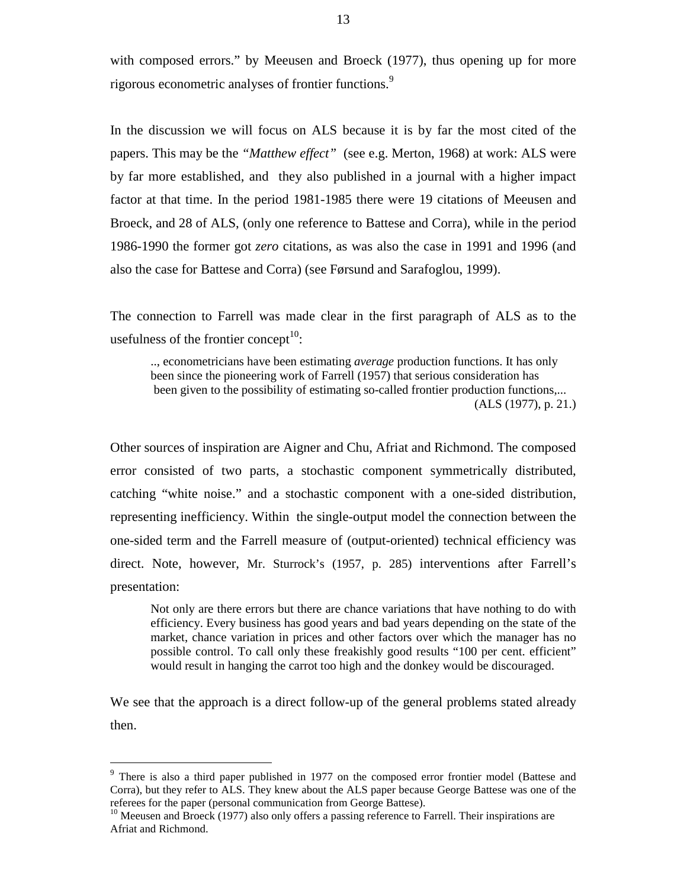with composed errors." by Meeusen and Broeck (1977), thus opening up for more rigorous econometric analyses of frontier functions.[9]

In the discussion we will focus on ALS because it is by far the most cited of the papers. This may be the *"Matthew effect"* (see e.g. Merton, 1968) at work: ALS were by far more established, and they also published in a journal with a higher impact factor at that time. In the period 1981-1985 there were 19 citations of Meeusen and Broeck, and 28 of ALS, (only one reference to Battese and Corra), while in the period 1986-1990 the former got *zero* citations, as was also the case in 1991 and 1996 (and also the case for Battese and Corra) (see Førsund and Sarafoglou, 1999).

The connection to Farrell was made clear in the first paragraph of ALS as to the usefulness of the frontier concept[10]:

> .., econometricians have been estimating *average* production functions. It has only been since the pioneering work of Farrell (1957) that serious consideration has been given to the possibility of estimating so-called frontier production functions,...
> (ALS (1977), p. 21.)

Other sources of inspiration are Aigner and Chu, Afriat and Richmond. The composed error consisted of two parts, a stochastic component symmetrically distributed, catching "white noise." and a stochastic component with a one-sided distribution, representing inefficiency. Within the single-output model the connection between the one-sided term and the Farrell measure of (output-oriented) technical efficiency was direct. Note, however, Mr. Sturrock's (1957, p. 285) interventions after Farrell's presentation:

> Not only are there errors but there are chance variations that have nothing to do with efficiency. Every business has good years and bad years depending on the state of the market, chance variation in prices and other factors over which the manager has no possible control. To call only these freakishly good results "100 per cent. efficient" would result in hanging the carrot too high and the donkey would be discouraged.

We see that the approach is a direct follow-up of the general problems stated already then.

---

[9] There is also a third paper published in 1977 on the composed error frontier model (Battese and Corra), but they refer to ALS. They knew about the ALS paper because George Battese was one of the referees for the paper (personal communication from George Battese).

[10] Meeusen and Broeck (1977) also only offers a passing reference to Farrell. Their inspirations are Afriat and Richmond.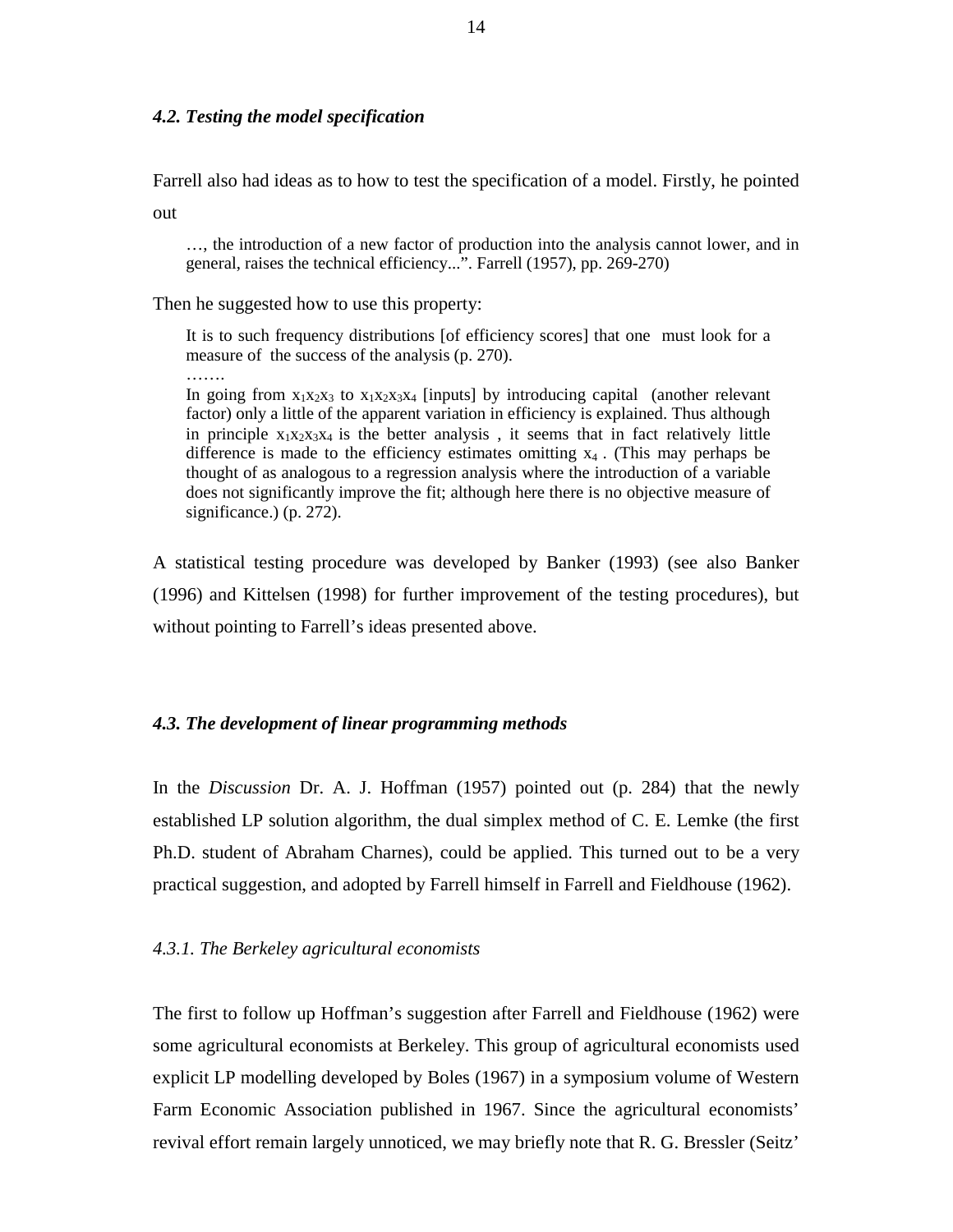### *4.2. Testing the model specification*

Farrell also had ideas as to how to test the specification of a model. Firstly, he pointed out

> …, the introduction of a new factor of production into the analysis cannot lower, and in general, raises the technical efficiency...". Farrell (1957), pp. 269-270)

Then he suggested how to use this property:

> It is to such frequency distributions [of efficiency scores] that one must look for a measure of the success of the analysis (p. 270).
>
> …….
>
> In going from $x_1x_2x_3$ to $x_1x_2x_3x_4$ [inputs] by introducing capital (another relevant factor) only a little of the apparent variation in efficiency is explained. Thus although in principle $x_1x_2x_3x_4$ is the better analysis , it seems that in fact relatively little difference is made to the efficiency estimates omitting $x_4$ . (This may perhaps be thought of as analogous to a regression analysis where the introduction of a variable does not significantly improve the fit; although here there is no objective measure of significance.) (p. 272).

A statistical testing procedure was developed by Banker (1993) (see also Banker (1996) and Kittelsen (1998) for further improvement of the testing procedures), but without pointing to Farrell's ideas presented above.

### *4.3. The development of linear programming methods*

In the *Discussion* Dr. A. J. Hoffman (1957) pointed out (p. 284) that the newly established LP solution algorithm, the dual simplex method of C. E. Lemke (the first Ph.D. student of Abraham Charnes), could be applied. This turned out to be a very practical suggestion, and adopted by Farrell himself in Farrell and Fieldhouse (1962).

#### *4.3.1. The Berkeley agricultural economists*

The first to follow up Hoffman's suggestion after Farrell and Fieldhouse (1962) were some agricultural economists at Berkeley. This group of agricultural economists used explicit LP modelling developed by Boles (1967) in a symposium volume of Western Farm Economic Association published in 1967. Since the agricultural economists' revival effort remain largely unnoticed, we may briefly note that R. G. Bressler (Seitz'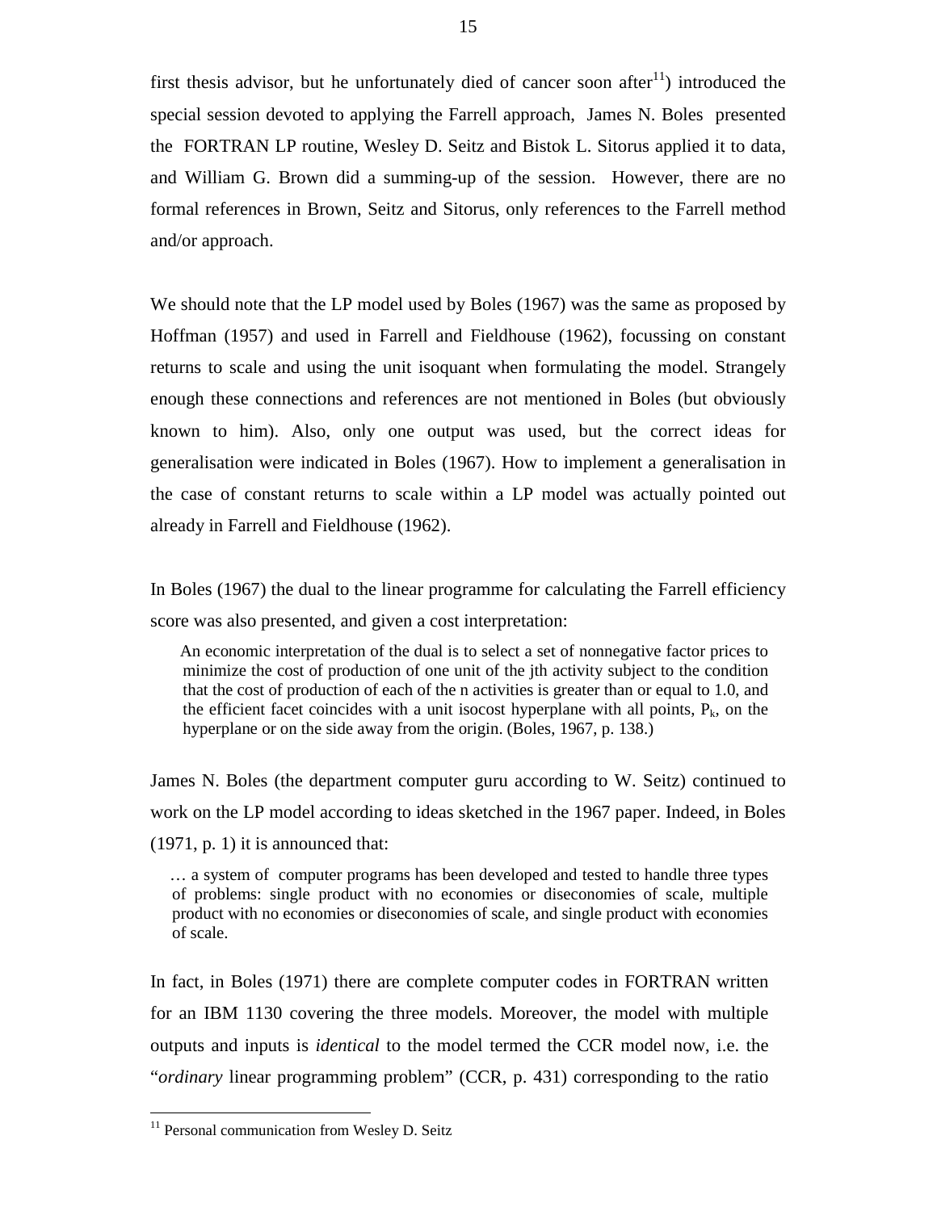first thesis advisor, but he unfortunately died of cancer soon after[11]) introduced the special session devoted to applying the Farrell approach, James N. Boles presented the FORTRAN LP routine, Wesley D. Seitz and Bistok L. Sitorus applied it to data, and William G. Brown did a summing-up of the session. However, there are no formal references in Brown, Seitz and Sitorus, only references to the Farrell method and/or approach.

We should note that the LP model used by Boles (1967) was the same as proposed by Hoffman (1957) and used in Farrell and Fieldhouse (1962), focussing on constant returns to scale and using the unit isoquant when formulating the model. Strangely enough these connections and references are not mentioned in Boles (but obviously known to him). Also, only one output was used, but the correct ideas for generalisation were indicated in Boles (1967). How to implement a generalisation in the case of constant returns to scale within a LP model was actually pointed out already in Farrell and Fieldhouse (1962).

In Boles (1967) the dual to the linear programme for calculating the Farrell efficiency score was also presented, and given a cost interpretation:

> An economic interpretation of the dual is to select a set of nonnegative factor prices to minimize the cost of production of one unit of the jth activity subject to the condition that the cost of production of each of the n activities is greater than or equal to 1.0, and the efficient facet coincides with a unit isocost hyperplane with all points, $P_k$, on the hyperplane or on the side away from the origin. (Boles, 1967, p. 138.)

James N. Boles (the department computer guru according to W. Seitz) continued to work on the LP model according to ideas sketched in the 1967 paper. Indeed, in Boles (1971, p. 1) it is announced that:

> … a system of computer programs has been developed and tested to handle three types of problems: single product with no economies or diseconomies of scale, multiple product with no economies or diseconomies of scale, and single product with economies of scale.

In fact, in Boles (1971) there are complete computer codes in FORTRAN written for an IBM 1130 covering the three models. Moreover, the model with multiple outputs and inputs is *identical* to the model termed the CCR model now, i.e. the "*ordinary* linear programming problem" (CCR, p. 431) corresponding to the ratio

[11] Personal communication from Wesley D. Seitz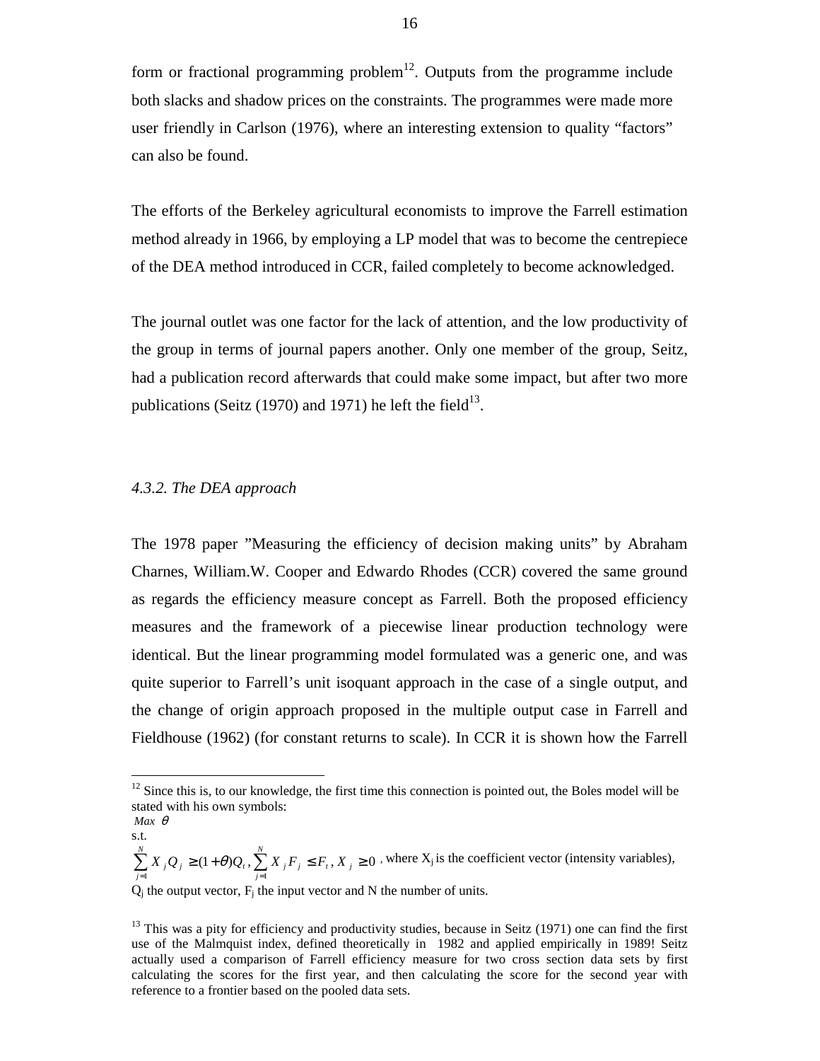form or fractional programming problem[12]. Outputs from the programme include both slacks and shadow prices on the constraints. The programmes were made more user friendly in Carlson (1976), where an interesting extension to quality "factors" can also be found.

The efforts of the Berkeley agricultural economists to improve the Farrell estimation method already in 1966, by employing a LP model that was to become the centrepiece of the DEA method introduced in CCR, failed completely to become acknowledged.

The journal outlet was one factor for the lack of attention, and the low productivity of the group in terms of journal papers another. Only one member of the group, Seitz, had a publication record afterwards that could make some impact, but after two more publications (Seitz (1970) and 1971) he left the field[13].

*4.3.2. The DEA approach*

The 1978 paper "Measuring the efficiency of decision making units" by Abraham Charnes, William.W. Cooper and Edwardo Rhodes (CCR) covered the same ground as regards the efficiency measure concept as Farrell. Both the proposed efficiency measures and the framework of a piecewise linear production technology were identical. But the linear programming model formulated was a generic one, and was quite superior to Farrell's unit isoquant approach in the case of a single output, and the change of origin approach proposed in the multiple output case in Farrell and Fieldhouse (1962) (for constant returns to scale). In CCR it is shown how the Farrell

---

[12] Since this is, to our knowledge, the first time this connection is pointed out, the Boles model will be stated with his own symbols:

$Max\ \theta$

s.t.

$\sum_{j=1}^{N} X_j Q_j \geq (1+\theta) Q_t,\ \sum_{j=1}^{N} X_j F_j \leq F_t,\ X_j \geq 0$, where $X_j$ is the coefficient vector (intensity variables), $Q_j$ the output vector, $F_j$ the input vector and N the number of units.

[13] This was a pity for efficiency and productivity studies, because in Seitz (1971) one can find the first use of the Malmquist index, defined theoretically in 1982 and applied empirically in 1989! Seitz actually used a comparison of Farrell efficiency measure for two cross section data sets by first calculating the scores for the first year, and then calculating the score for the second year with reference to a frontier based on the pooled data sets.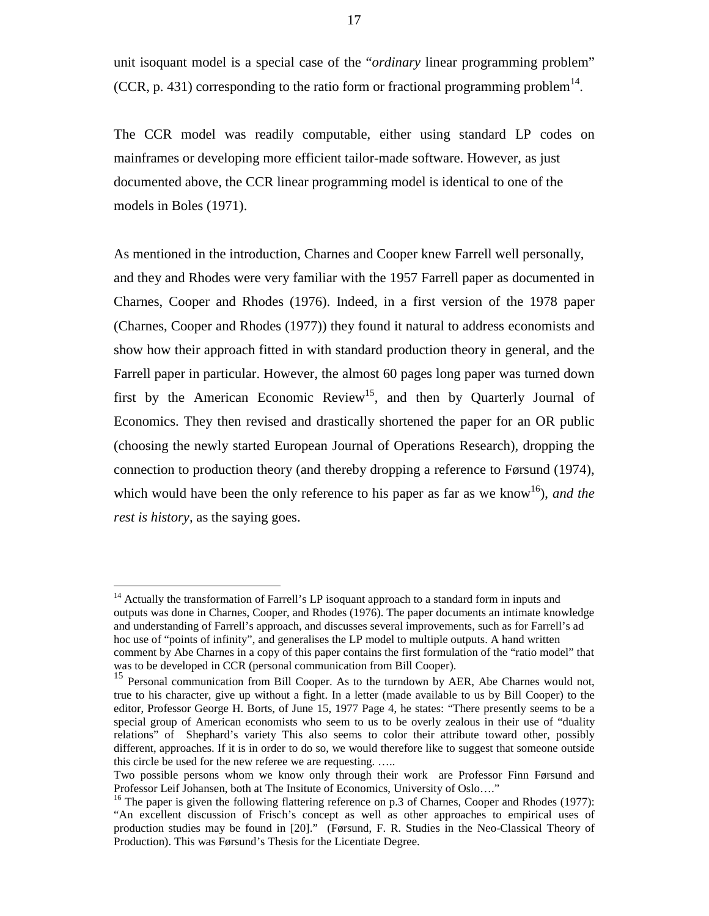unit isoquant model is a special case of the "*ordinary* linear programming problem" (CCR, p. 431) corresponding to the ratio form or fractional programming problem[14].

The CCR model was readily computable, either using standard LP codes on mainframes or developing more efficient tailor-made software. However, as just documented above, the CCR linear programming model is identical to one of the models in Boles (1971).

As mentioned in the introduction, Charnes and Cooper knew Farrell well personally, and they and Rhodes were very familiar with the 1957 Farrell paper as documented in Charnes, Cooper and Rhodes (1976). Indeed, in a first version of the 1978 paper (Charnes, Cooper and Rhodes (1977)) they found it natural to address economists and show how their approach fitted in with standard production theory in general, and the Farrell paper in particular. However, the almost 60 pages long paper was turned down first by the American Economic Review[15], and then by Quarterly Journal of Economics. They then revised and drastically shortened the paper for an OR public (choosing the newly started European Journal of Operations Research), dropping the connection to production theory (and thereby dropping a reference to Førsund (1974), which would have been the only reference to his paper as far as we know[16]), *and the rest is history*, as the saying goes.

---

[14] Actually the transformation of Farrell's LP isoquant approach to a standard form in inputs and outputs was done in Charnes, Cooper, and Rhodes (1976). The paper documents an intimate knowledge and understanding of Farrell's approach, and discusses several improvements, such as for Farrell's ad hoc use of "points of infinity", and generalises the LP model to multiple outputs. A hand written comment by Abe Charnes in a copy of this paper contains the first formulation of the "ratio model" that was to be developed in CCR (personal communication from Bill Cooper).

[15] Personal communication from Bill Cooper. As to the turndown by AER, Abe Charnes would not, true to his character, give up without a fight. In a letter (made available to us by Bill Cooper) to the editor, Professor George H. Borts, of June 15, 1977 Page 4, he states: "There presently seems to be a special group of American economists who seem to us to be overly zealous in their use of "duality relations" of Shephard's variety This also seems to color their attribute toward other, possibly different, approaches. If it is in order to do so, we would therefore like to suggest that someone outside this circle be used for the new referee we are requesting. …..
Two possible persons whom we know only through their work are Professor Finn Førsund and Professor Leif Johansen, both at The Insitute of Economics, University of Oslo…."

[16] The paper is given the following flattering reference on p.3 of Charnes, Cooper and Rhodes (1977): "An excellent discussion of Frisch's concept as well as other approaches to empirical uses of production studies may be found in [20]." (Førsund, F. R. Studies in the Neo-Classical Theory of Production). This was Førsund's Thesis for the Licentiate Degree.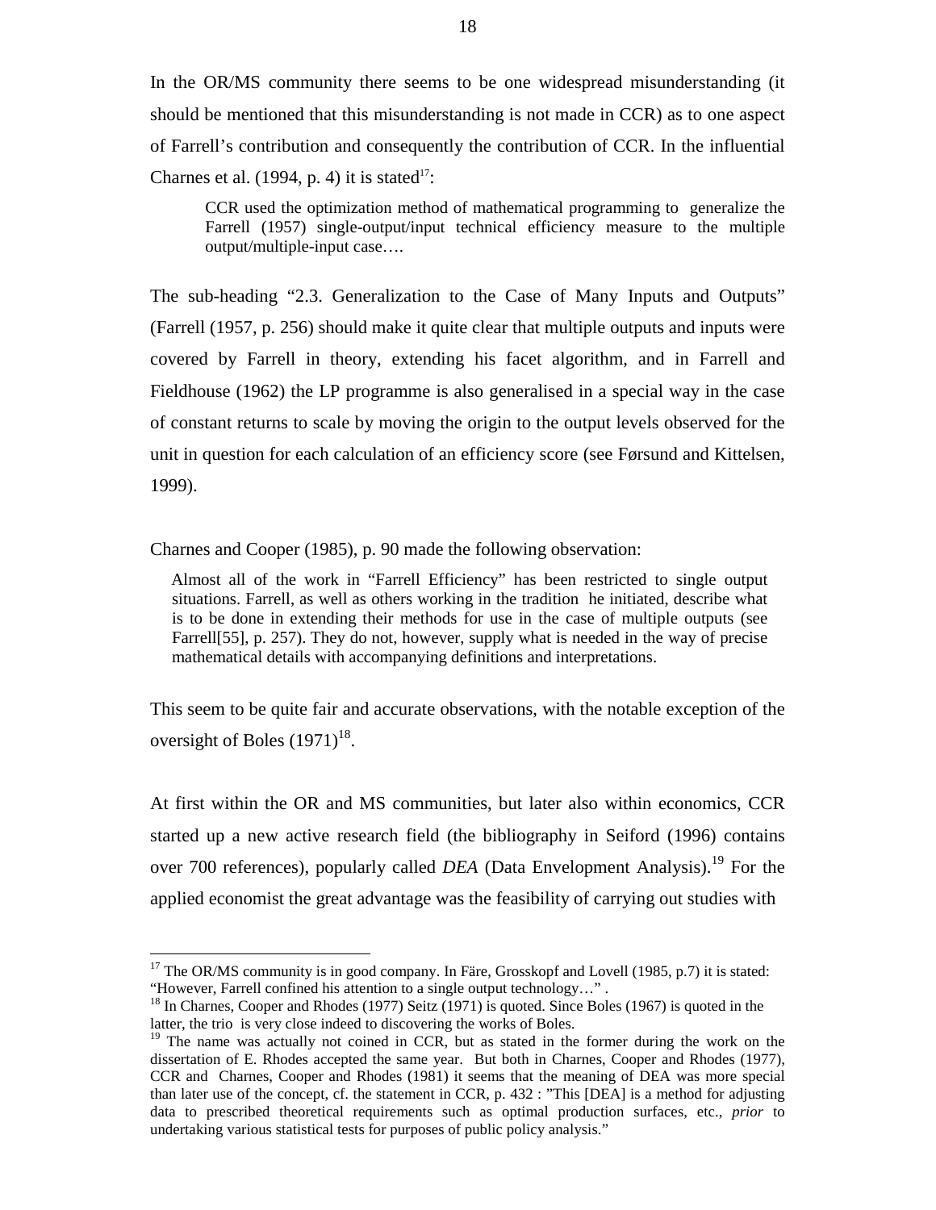In the OR/MS community there seems to be one widespread misunderstanding (it should be mentioned that this misunderstanding is not made in CCR) as to one aspect of Farrell's contribution and consequently the contribution of CCR. In the influential Charnes et al. (1994, p. 4) it is stated[17]:

> CCR used the optimization method of mathematical programming to generalize the Farrell (1957) single-output/input technical efficiency measure to the multiple output/multiple-input case….

The sub-heading "2.3. Generalization to the Case of Many Inputs and Outputs" (Farrell (1957, p. 256) should make it quite clear that multiple outputs and inputs were covered by Farrell in theory, extending his facet algorithm, and in Farrell and Fieldhouse (1962) the LP programme is also generalised in a special way in the case of constant returns to scale by moving the origin to the output levels observed for the unit in question for each calculation of an efficiency score (see Førsund and Kittelsen, 1999).

Charnes and Cooper (1985), p. 90 made the following observation:

> Almost all of the work in "Farrell Efficiency" has been restricted to single output situations. Farrell, as well as others working in the tradition he initiated, describe what is to be done in extending their methods for use in the case of multiple outputs (see Farrell[55], p. 257). They do not, however, supply what is needed in the way of precise mathematical details with accompanying definitions and interpretations.

This seem to be quite fair and accurate observations, with the notable exception of the oversight of Boles (1971)[18].

At first within the OR and MS communities, but later also within economics, CCR started up a new active research field (the bibliography in Seiford (1996) contains over 700 references), popularly called *DEA* (Data Envelopment Analysis).[19] For the applied economist the great advantage was the feasibility of carrying out studies with

---

[17] The OR/MS community is in good company. In Färe, Grosskopf and Lovell (1985, p.7) it is stated: "However, Farrell confined his attention to a single output technology…" .

[18] In Charnes, Cooper and Rhodes (1977) Seitz (1971) is quoted. Since Boles (1967) is quoted in the latter, the trio is very close indeed to discovering the works of Boles.

[19] The name was actually not coined in CCR, but as stated in the former during the work on the dissertation of E. Rhodes accepted the same year. But both in Charnes, Cooper and Rhodes (1977), CCR and Charnes, Cooper and Rhodes (1981) it seems that the meaning of DEA was more special than later use of the concept, cf. the statement in CCR, p. 432 : "This [DEA] is a method for adjusting data to prescribed theoretical requirements such as optimal production surfaces, etc., *prior* to undertaking various statistical tests for purposes of public policy analysis."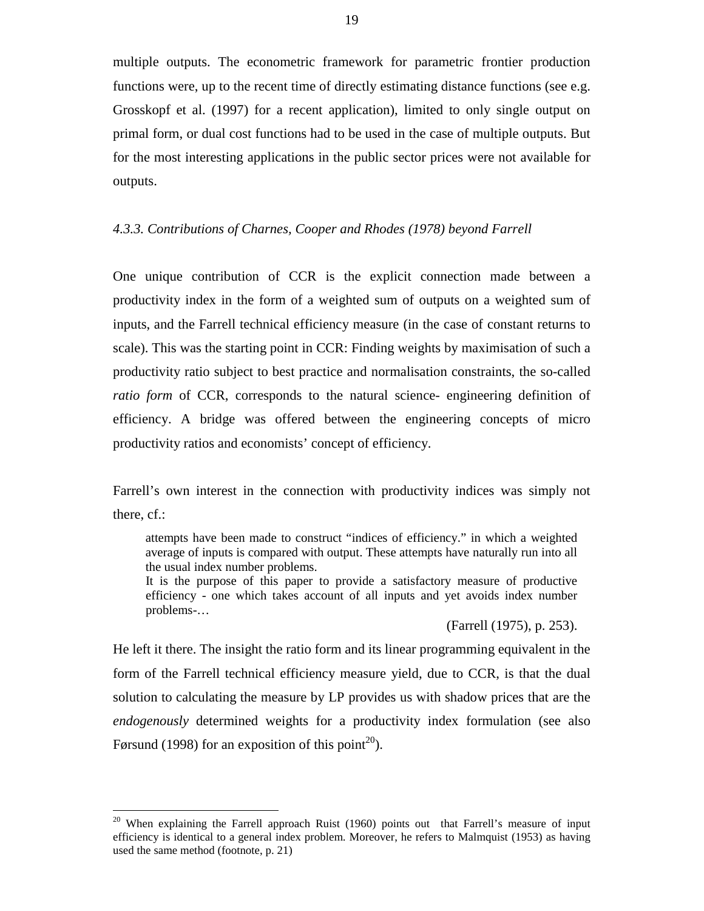multiple outputs. The econometric framework for parametric frontier production functions were, up to the recent time of directly estimating distance functions (see e.g. Grosskopf et al. (1997) for a recent application), limited to only single output on primal form, or dual cost functions had to be used in the case of multiple outputs. But for the most interesting applications in the public sector prices were not available for outputs.

### *4.3.3. Contributions of Charnes, Cooper and Rhodes (1978) beyond Farrell*

One unique contribution of CCR is the explicit connection made between a productivity index in the form of a weighted sum of outputs on a weighted sum of inputs, and the Farrell technical efficiency measure (in the case of constant returns to scale). This was the starting point in CCR: Finding weights by maximisation of such a productivity ratio subject to best practice and normalisation constraints, the so-called *ratio form* of CCR, corresponds to the natural science- engineering definition of efficiency. A bridge was offered between the engineering concepts of micro productivity ratios and economists' concept of efficiency.

Farrell's own interest in the connection with productivity indices was simply not there, cf.:

> attempts have been made to construct "indices of efficiency." in which a weighted average of inputs is compared with output. These attempts have naturally run into all the usual index number problems.
>
> It is the purpose of this paper to provide a satisfactory measure of productive efficiency - one which takes account of all inputs and yet avoids index number problems-…
>
> (Farrell (1975), p. 253).

He left it there. The insight the ratio form and its linear programming equivalent in the form of the Farrell technical efficiency measure yield, due to CCR, is that the dual solution to calculating the measure by LP provides us with shadow prices that are the *endogenously* determined weights for a productivity index formulation (see also Førsund (1998) for an exposition of this point[20]).

---

[20] When explaining the Farrell approach Ruist (1960) points out that Farrell's measure of input efficiency is identical to a general index problem. Moreover, he refers to Malmquist (1953) as having used the same method (footnote, p. 21)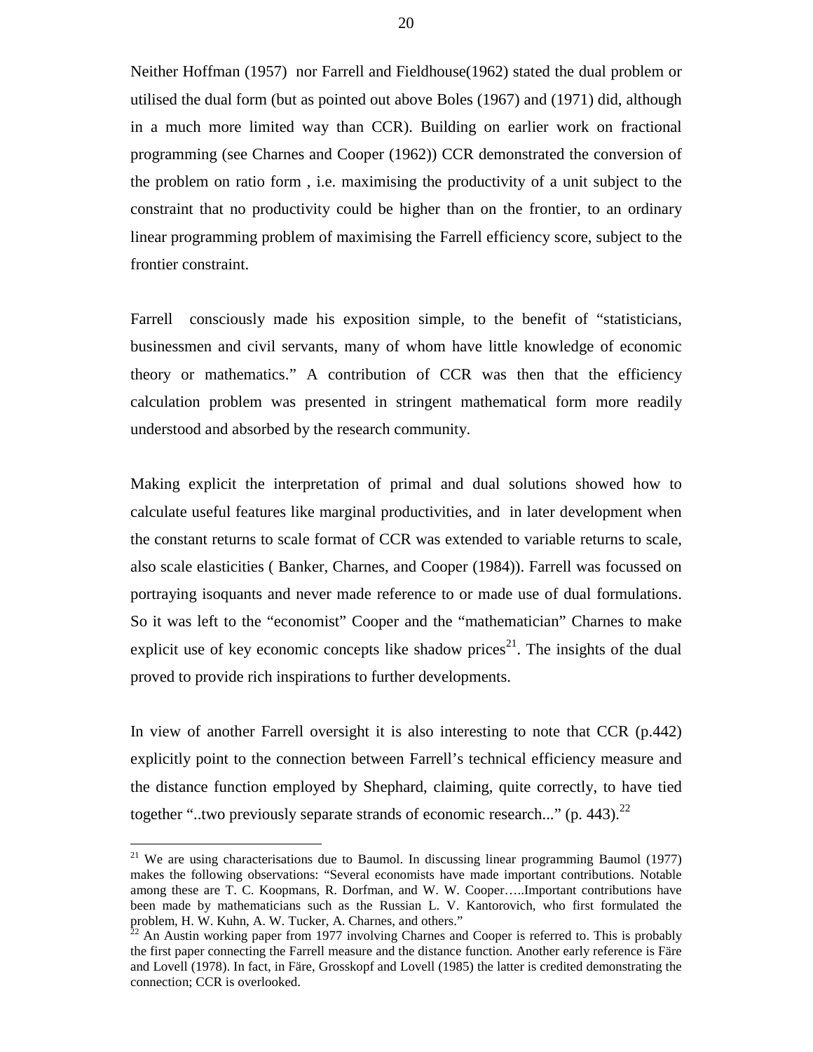Neither Hoffman (1957) nor Farrell and Fieldhouse(1962) stated the dual problem or utilised the dual form (but as pointed out above Boles (1967) and (1971) did, although in a much more limited way than CCR). Building on earlier work on fractional programming (see Charnes and Cooper (1962)) CCR demonstrated the conversion of the problem on ratio form , i.e. maximising the productivity of a unit subject to the constraint that no productivity could be higher than on the frontier, to an ordinary linear programming problem of maximising the Farrell efficiency score, subject to the frontier constraint.

Farrell consciously made his exposition simple, to the benefit of "statisticians, businessmen and civil servants, many of whom have little knowledge of economic theory or mathematics." A contribution of CCR was then that the efficiency calculation problem was presented in stringent mathematical form more readily understood and absorbed by the research community.

Making explicit the interpretation of primal and dual solutions showed how to calculate useful features like marginal productivities, and in later development when the constant returns to scale format of CCR was extended to variable returns to scale, also scale elasticities ( Banker, Charnes, and Cooper (1984)). Farrell was focussed on portraying isoquants and never made reference to or made use of dual formulations. So it was left to the "economist" Cooper and the "mathematician" Charnes to make explicit use of key economic concepts like shadow prices[21]. The insights of the dual proved to provide rich inspirations to further developments.

In view of another Farrell oversight it is also interesting to note that CCR (p.442) explicitly point to the connection between Farrell's technical efficiency measure and the distance function employed by Shephard, claiming, quite correctly, to have tied together "..two previously separate strands of economic research..." (p. 443).[22]

---

[21] We are using characterisations due to Baumol. In discussing linear programming Baumol (1977) makes the following observations: "Several economists have made important contributions. Notable among these are T. C. Koopmans, R. Dorfman, and W. W. Cooper…..Important contributions have been made by mathematicians such as the Russian L. V. Kantorovich, who first formulated the problem, H. W. Kuhn, A. W. Tucker, A. Charnes, and others."

[22] An Austin working paper from 1977 involving Charnes and Cooper is referred to. This is probably the first paper connecting the Farrell measure and the distance function. Another early reference is Färe and Lovell (1978). In fact, in Färe, Grosskopf and Lovell (1985) the latter is credited demonstrating the connection; CCR is overlooked.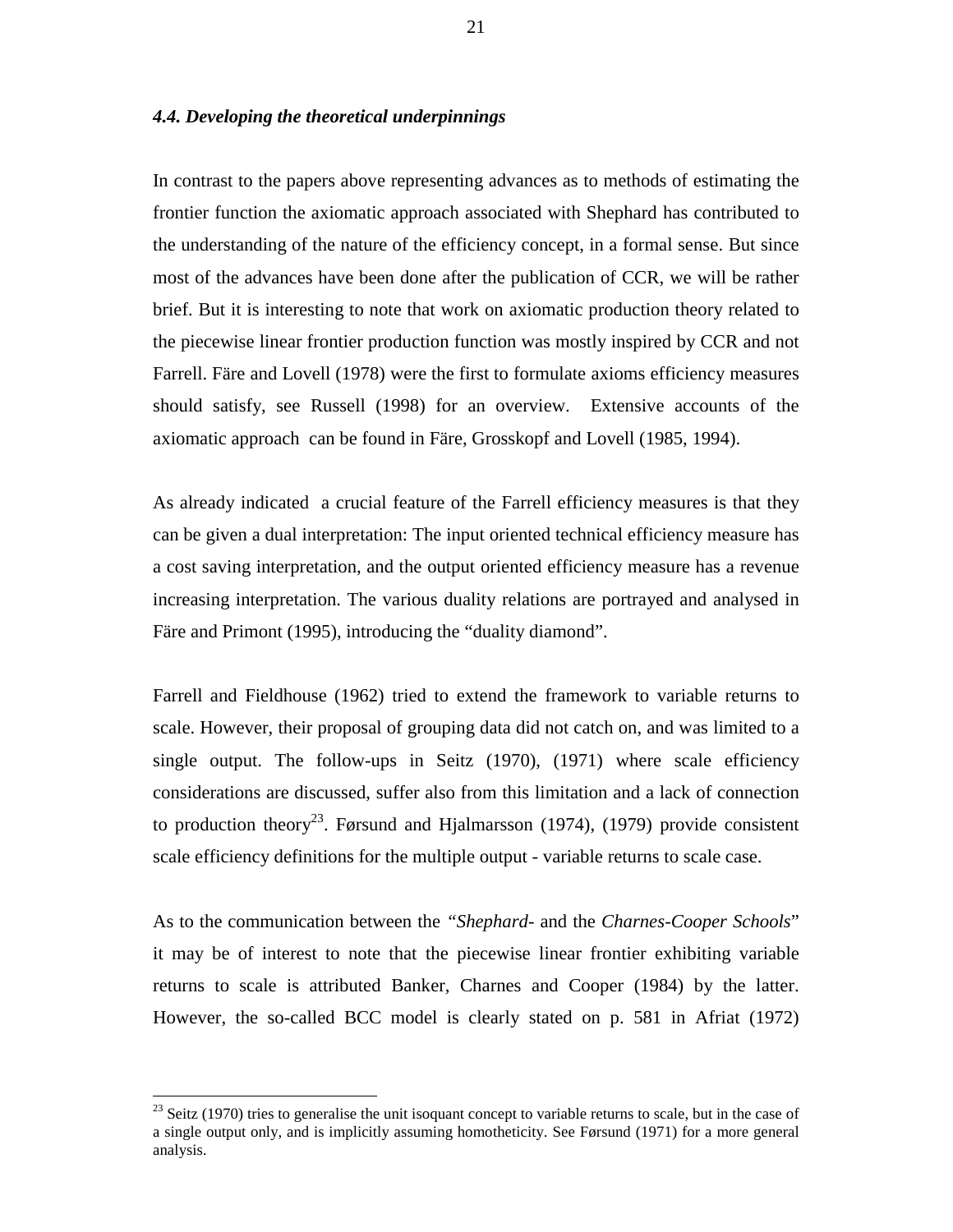### *4.4. Developing the theoretical underpinnings*

In contrast to the papers above representing advances as to methods of estimating the frontier function the axiomatic approach associated with Shephard has contributed to the understanding of the nature of the efficiency concept, in a formal sense. But since most of the advances have been done after the publication of CCR, we will be rather brief. But it is interesting to note that work on axiomatic production theory related to the piecewise linear frontier production function was mostly inspired by CCR and not Farrell. Färe and Lovell (1978) were the first to formulate axioms efficiency measures should satisfy, see Russell (1998) for an overview. Extensive accounts of the axiomatic approach can be found in Färe, Grosskopf and Lovell (1985, 1994).

As already indicated a crucial feature of the Farrell efficiency measures is that they can be given a dual interpretation: The input oriented technical efficiency measure has a cost saving interpretation, and the output oriented efficiency measure has a revenue increasing interpretation. The various duality relations are portrayed and analysed in Färe and Primont (1995), introducing the "duality diamond".

Farrell and Fieldhouse (1962) tried to extend the framework to variable returns to scale. However, their proposal of grouping data did not catch on, and was limited to a single output. The follow-ups in Seitz (1970), (1971) where scale efficiency considerations are discussed, suffer also from this limitation and a lack of connection to production theory[23]. Førsund and Hjalmarsson (1974), (1979) provide consistent scale efficiency definitions for the multiple output - variable returns to scale case.

As to the communication between the *"Shephard-* and the *Charnes-Cooper Schools*" it may be of interest to note that the piecewise linear frontier exhibiting variable returns to scale is attributed Banker, Charnes and Cooper (1984) by the latter. However, the so-called BCC model is clearly stated on p. 581 in Afriat (1972)

[23] Seitz (1970) tries to generalise the unit isoquant concept to variable returns to scale, but in the case of a single output only, and is implicitly assuming homotheticity. See Førsund (1971) for a more general analysis.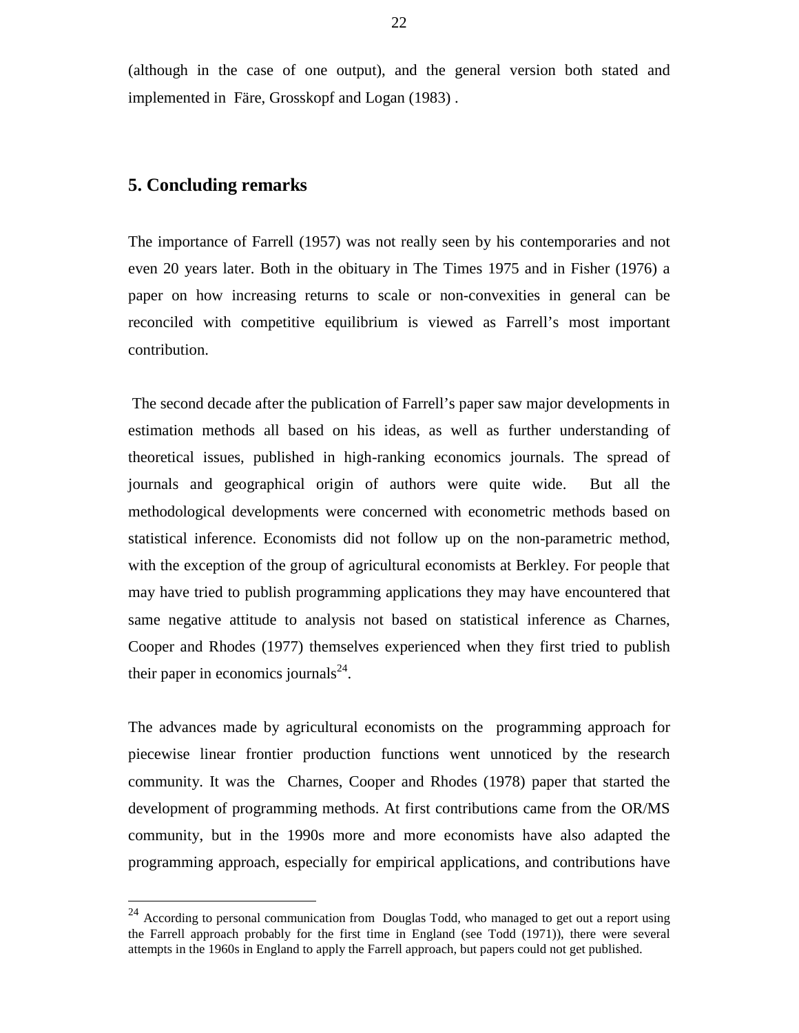(although in the case of one output), and the general version both stated and implemented in Färe, Grosskopf and Logan (1983) .

## 5. Concluding remarks

The importance of Farrell (1957) was not really seen by his contemporaries and not even 20 years later. Both in the obituary in The Times 1975 and in Fisher (1976) a paper on how increasing returns to scale or non-convexities in general can be reconciled with competitive equilibrium is viewed as Farrell's most important contribution.

The second decade after the publication of Farrell's paper saw major developments in estimation methods all based on his ideas, as well as further understanding of theoretical issues, published in high-ranking economics journals. The spread of journals and geographical origin of authors were quite wide. But all the methodological developments were concerned with econometric methods based on statistical inference. Economists did not follow up on the non-parametric method, with the exception of the group of agricultural economists at Berkley. For people that may have tried to publish programming applications they may have encountered that same negative attitude to analysis not based on statistical inference as Charnes, Cooper and Rhodes (1977) themselves experienced when they first tried to publish their paper in economics journals[24].

The advances made by agricultural economists on the programming approach for piecewise linear frontier production functions went unnoticed by the research community. It was the Charnes, Cooper and Rhodes (1978) paper that started the development of programming methods. At first contributions came from the OR/MS community, but in the 1990s more and more economists have also adapted the programming approach, especially for empirical applications, and contributions have

[24] According to personal communication from Douglas Todd, who managed to get out a report using the Farrell approach probably for the first time in England (see Todd (1971)), there were several attempts in the 1960s in England to apply the Farrell approach, but papers could not get published.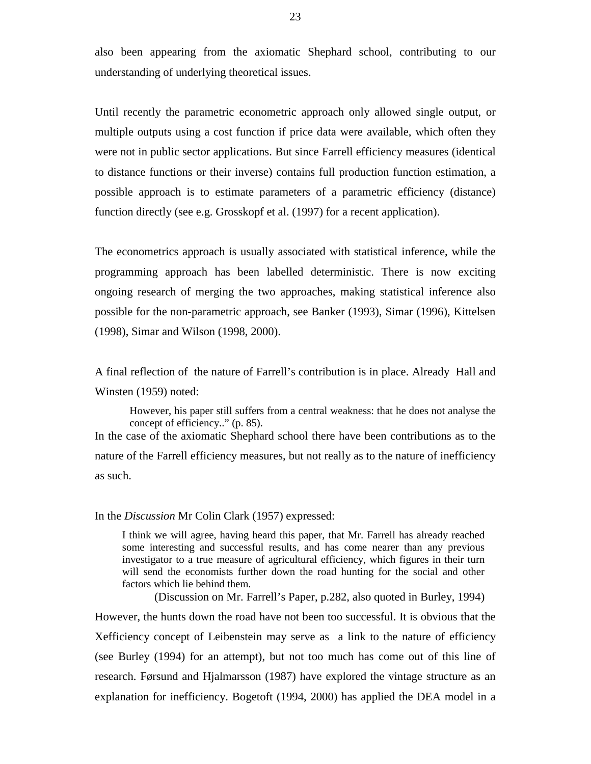also been appearing from the axiomatic Shephard school, contributing to our understanding of underlying theoretical issues.

Until recently the parametric econometric approach only allowed single output, or multiple outputs using a cost function if price data were available, which often they were not in public sector applications. But since Farrell efficiency measures (identical to distance functions or their inverse) contains full production function estimation, a possible approach is to estimate parameters of a parametric efficiency (distance) function directly (see e.g. Grosskopf et al. (1997) for a recent application).

The econometrics approach is usually associated with statistical inference, while the programming approach has been labelled deterministic. There is now exciting ongoing research of merging the two approaches, making statistical inference also possible for the non-parametric approach, see Banker (1993), Simar (1996), Kittelsen (1998), Simar and Wilson (1998, 2000).

A final reflection of the nature of Farrell's contribution is in place. Already Hall and Winsten (1959) noted:

> However, his paper still suffers from a central weakness: that he does not analyse the concept of efficiency.." (p. 85).

In the case of the axiomatic Shephard school there have been contributions as to the nature of the Farrell efficiency measures, but not really as to the nature of inefficiency as such.

In the *Discussion* Mr Colin Clark (1957) expressed:

> I think we will agree, having heard this paper, that Mr. Farrell has already reached some interesting and successful results, and has come nearer than any previous investigator to a true measure of agricultural efficiency, which figures in their turn will send the economists further down the road hunting for the social and other factors which lie behind them.
>
> (Discussion on Mr. Farrell's Paper, p.282, also quoted in Burley, 1994)

However, the hunts down the road have not been too successful. It is obvious that the Xefficiency concept of Leibenstein may serve as a link to the nature of efficiency (see Burley (1994) for an attempt), but not too much has come out of this line of research. Førsund and Hjalmarsson (1987) have explored the vintage structure as an explanation for inefficiency. Bogetoft (1994, 2000) has applied the DEA model in a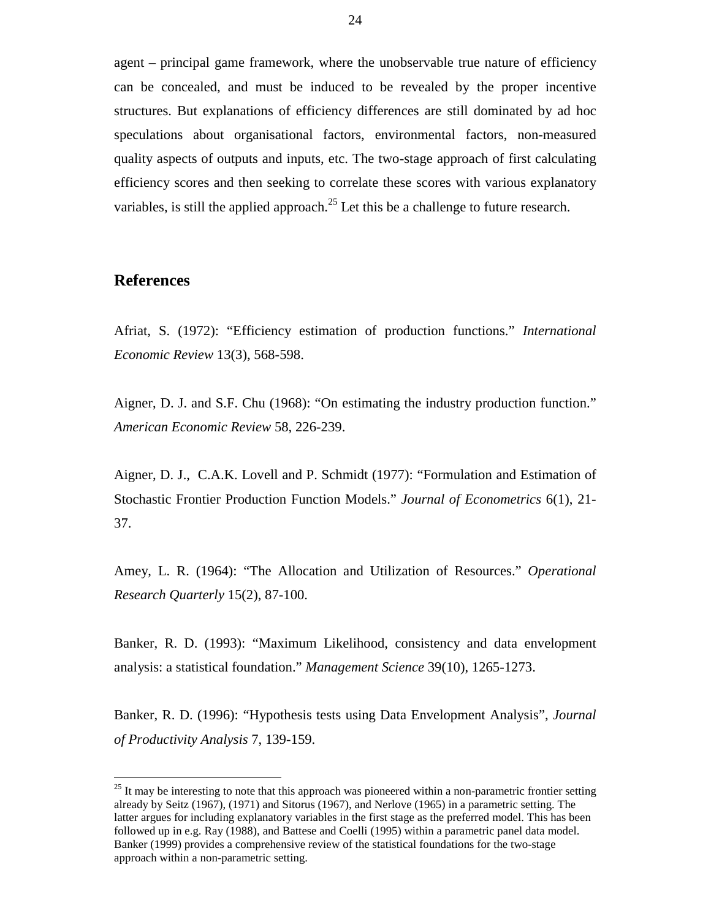agent – principal game framework, where the unobservable true nature of efficiency can be concealed, and must be induced to be revealed by the proper incentive structures. But explanations of efficiency differences are still dominated by ad hoc speculations about organisational factors, environmental factors, non-measured quality aspects of outputs and inputs, etc. The two-stage approach of first calculating efficiency scores and then seeking to correlate these scores with various explanatory variables, is still the applied approach.[25] Let this be a challenge to future research.

## References

Afriat, S. (1972): "Efficiency estimation of production functions." *International Economic Review* 13(3), 568-598.

Aigner, D. J. and S.F. Chu (1968): "On estimating the industry production function." *American Economic Review* 58, 226-239.

Aigner, D. J., C.A.K. Lovell and P. Schmidt (1977): "Formulation and Estimation of Stochastic Frontier Production Function Models." *Journal of Econometrics* 6(1), 21-37.

Amey, L. R. (1964): "The Allocation and Utilization of Resources." *Operational Research Quarterly* 15(2), 87-100.

Banker, R. D. (1993): "Maximum Likelihood, consistency and data envelopment analysis: a statistical foundation." *Management Science* 39(10), 1265-1273.

Banker, R. D. (1996): "Hypothesis tests using Data Envelopment Analysis", *Journal of Productivity Analysis* 7, 139-159.

[25] It may be interesting to note that this approach was pioneered within a non-parametric frontier setting already by Seitz (1967), (1971) and Sitorus (1967), and Nerlove (1965) in a parametric setting. The latter argues for including explanatory variables in the first stage as the preferred model. This has been followed up in e.g. Ray (1988), and Battese and Coelli (1995) within a parametric panel data model. Banker (1999) provides a comprehensive review of the statistical foundations for the two-stage approach within a non-parametric setting.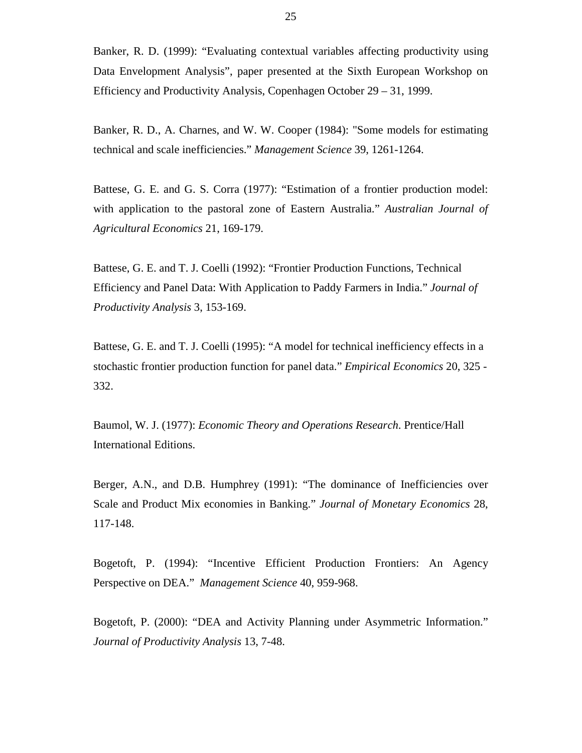Banker, R. D. (1999): "Evaluating contextual variables affecting productivity using Data Envelopment Analysis", paper presented at the Sixth European Workshop on Efficiency and Productivity Analysis, Copenhagen October 29 – 31, 1999.

Banker, R. D., A. Charnes, and W. W. Cooper (1984): "Some models for estimating technical and scale inefficiencies." *Management Science* 39, 1261-1264.

Battese, G. E. and G. S. Corra (1977): "Estimation of a frontier production model: with application to the pastoral zone of Eastern Australia." *Australian Journal of Agricultural Economics* 21, 169-179.

Battese, G. E. and T. J. Coelli (1992): "Frontier Production Functions, Technical Efficiency and Panel Data: With Application to Paddy Farmers in India." *Journal of Productivity Analysis* 3, 153-169.

Battese, G. E. and T. J. Coelli (1995): "A model for technical inefficiency effects in a stochastic frontier production function for panel data." *Empirical Economics* 20, 325 - 332.

Baumol, W. J. (1977): *Economic Theory and Operations Research*. Prentice/Hall International Editions.

Berger, A.N., and D.B. Humphrey (1991): "The dominance of Inefficiencies over Scale and Product Mix economies in Banking." *Journal of Monetary Economics* 28, 117-148.

Bogetoft, P. (1994): "Incentive Efficient Production Frontiers: An Agency Perspective on DEA." *Management Science* 40, 959-968.

Bogetoft, P. (2000): "DEA and Activity Planning under Asymmetric Information." *Journal of Productivity Analysis* 13, 7-48.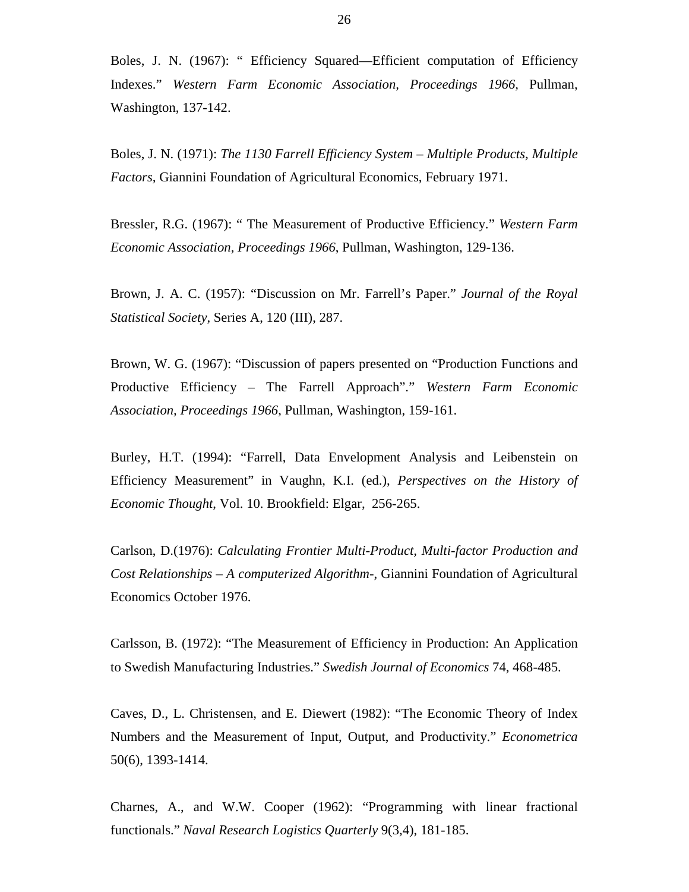Boles, J. N. (1967): " Efficiency Squared—Efficient computation of Efficiency Indexes." *Western Farm Economic Association, Proceedings 1966*, Pullman, Washington, 137-142.

Boles, J. N. (1971): *The 1130 Farrell Efficiency System – Multiple Products, Multiple Factors*, Giannini Foundation of Agricultural Economics, February 1971.

Bressler, R.G. (1967): " The Measurement of Productive Efficiency." *Western Farm Economic Association, Proceedings 1966*, Pullman, Washington, 129-136.

Brown, J. A. C. (1957): "Discussion on Mr. Farrell's Paper." *Journal of the Royal Statistical Society*, Series A, 120 (III), 287.

Brown, W. G. (1967): "Discussion of papers presented on "Production Functions and Productive Efficiency – The Farrell Approach"." *Western Farm Economic Association, Proceedings 1966*, Pullman, Washington, 159-161.

Burley, H.T. (1994): "Farrell, Data Envelopment Analysis and Leibenstein on Efficiency Measurement" in Vaughn, K.I. (ed.), *Perspectives on the History of Economic Thought*, Vol. 10. Brookfield: Elgar, 256-265.

Carlson, D.(1976): *Calculating Frontier Multi-Product, Multi-factor Production and Cost Relationships – A computerized Algorithm-*, Giannini Foundation of Agricultural Economics October 1976.

Carlsson, B. (1972): "The Measurement of Efficiency in Production: An Application to Swedish Manufacturing Industries." *Swedish Journal of Economics* 74, 468-485.

Caves, D., L. Christensen, and E. Diewert (1982): "The Economic Theory of Index Numbers and the Measurement of Input, Output, and Productivity." *Econometrica* 50(6), 1393-1414.

Charnes, A., and W.W. Cooper (1962): "Programming with linear fractional functionals." *Naval Research Logistics Quarterly* 9(3,4), 181-185.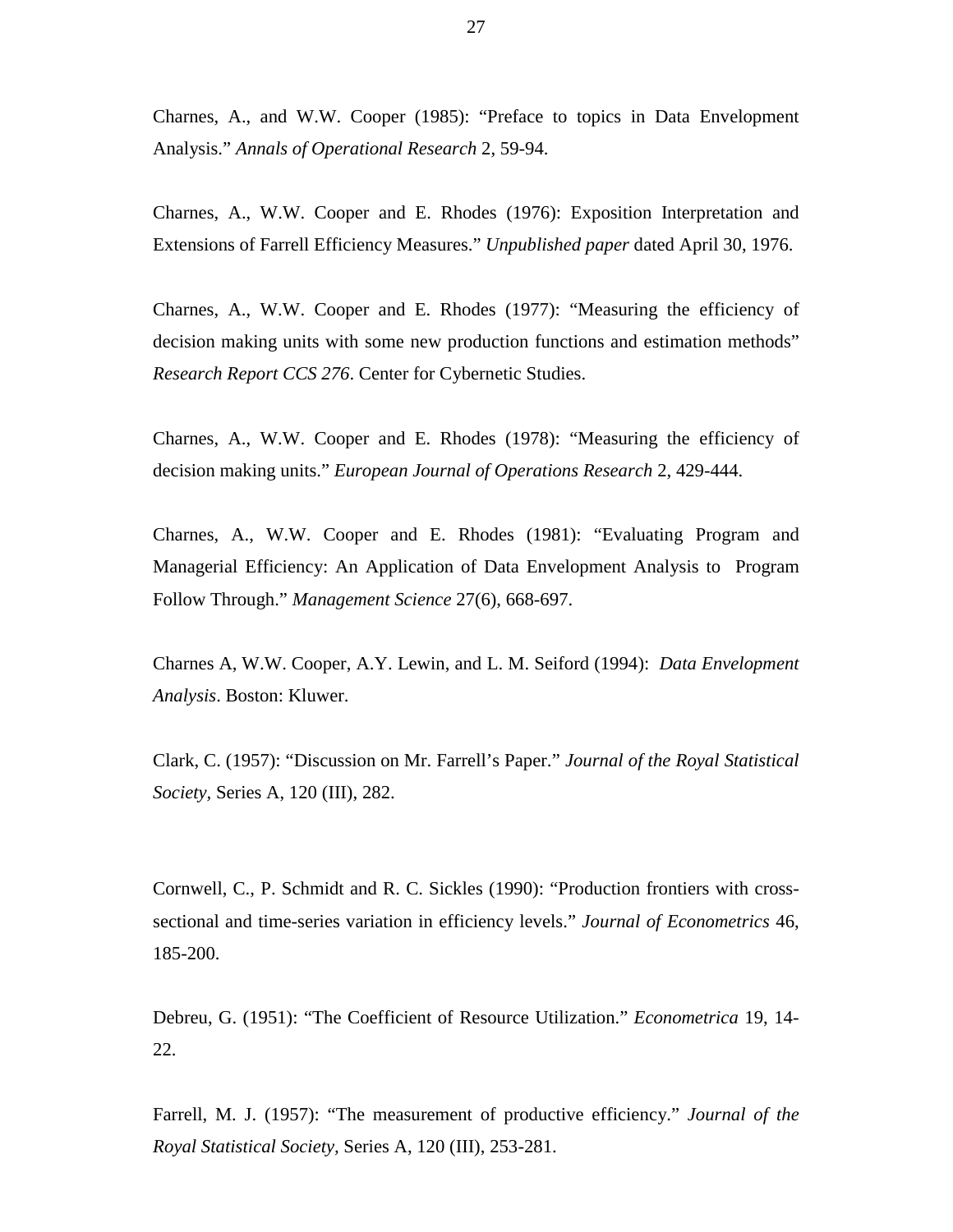Charnes, A., and W.W. Cooper (1985): “Preface to topics in Data Envelopment Analysis.” *Annals of Operational Research* 2, 59-94.

Charnes, A., W.W. Cooper and E. Rhodes (1976): Exposition Interpretation and Extensions of Farrell Efficiency Measures.” *Unpublished paper* dated April 30, 1976.

Charnes, A., W.W. Cooper and E. Rhodes (1977): “Measuring the efficiency of decision making units with some new production functions and estimation methods” *Research Report CCS 276*. Center for Cybernetic Studies.

Charnes, A., W.W. Cooper and E. Rhodes (1978): “Measuring the efficiency of decision making units.” *European Journal of Operations Research* 2, 429-444.

Charnes, A., W.W. Cooper and E. Rhodes (1981): “Evaluating Program and Managerial Efficiency: An Application of Data Envelopment Analysis to Program Follow Through.” *Management Science* 27(6), 668-697.

Charnes A, W.W. Cooper, A.Y. Lewin, and L. M. Seiford (1994): *Data Envelopment Analysis*. Boston: Kluwer.

Clark, C. (1957): “Discussion on Mr. Farrell’s Paper.” *Journal of the Royal Statistical Society,* Series A, 120 (III), 282.

Cornwell, C., P. Schmidt and R. C. Sickles (1990): “Production frontiers with cross-sectional and time-series variation in efficiency levels.” *Journal of Econometrics* 46, 185-200.

Debreu, G. (1951): “The Coefficient of Resource Utilization.” *Econometrica* 19, 14-22.

Farrell, M. J. (1957): “The measurement of productive efficiency.” *Journal of the Royal Statistical Society,* Series A, 120 (III), 253-281.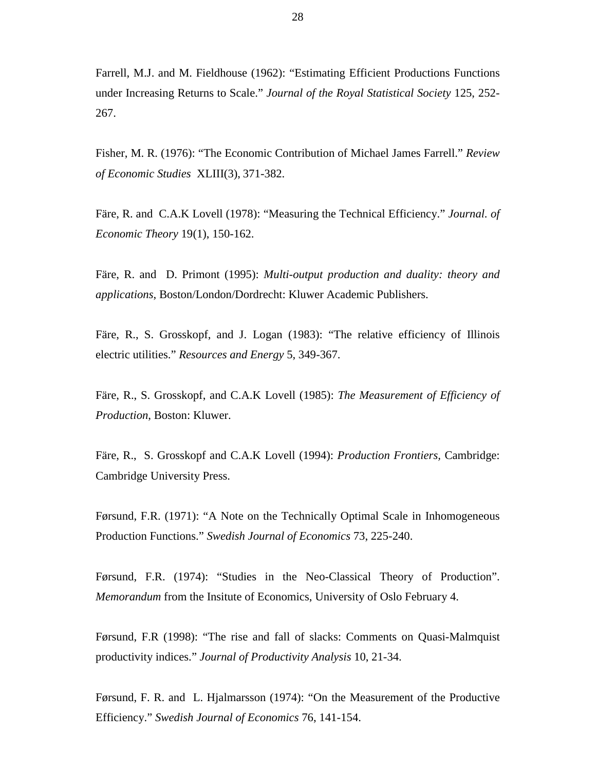Farrell, M.J. and M. Fieldhouse (1962): "Estimating Efficient Productions Functions under Increasing Returns to Scale." *Journal of the Royal Statistical Society* 125, 252-267.

Fisher, M. R. (1976): "The Economic Contribution of Michael James Farrell." *Review of Economic Studies* XLIII(3), 371-382.

Färe, R. and C.A.K Lovell (1978): "Measuring the Technical Efficiency." *Journal. of Economic Theory* 19(1), 150-162.

Färe, R. and D. Primont (1995): *Multi-output production and duality: theory and applications*, Boston/London/Dordrecht: Kluwer Academic Publishers.

Färe, R., S. Grosskopf, and J. Logan (1983): "The relative efficiency of Illinois electric utilities." *Resources and Energy* 5, 349-367.

Färe, R., S. Grosskopf, and C.A.K Lovell (1985): *The Measurement of Efficiency of Production*, Boston: Kluwer.

Färe, R., S. Grosskopf and C.A.K Lovell (1994): *Production Frontiers*, Cambridge: Cambridge University Press.

Førsund, F.R. (1971): "A Note on the Technically Optimal Scale in Inhomogeneous Production Functions." *Swedish Journal of Economics* 73, 225-240.

Førsund, F.R. (1974): "Studies in the Neo-Classical Theory of Production". *Memorandum* from the Insitute of Economics, University of Oslo February 4.

Førsund, F.R (1998): "The rise and fall of slacks: Comments on Quasi-Malmquist productivity indices." *Journal of Productivity Analysis* 10, 21-34.

Førsund, F. R. and L. Hjalmarsson (1974): "On the Measurement of the Productive Efficiency." *Swedish Journal of Economics* 76, 141-154.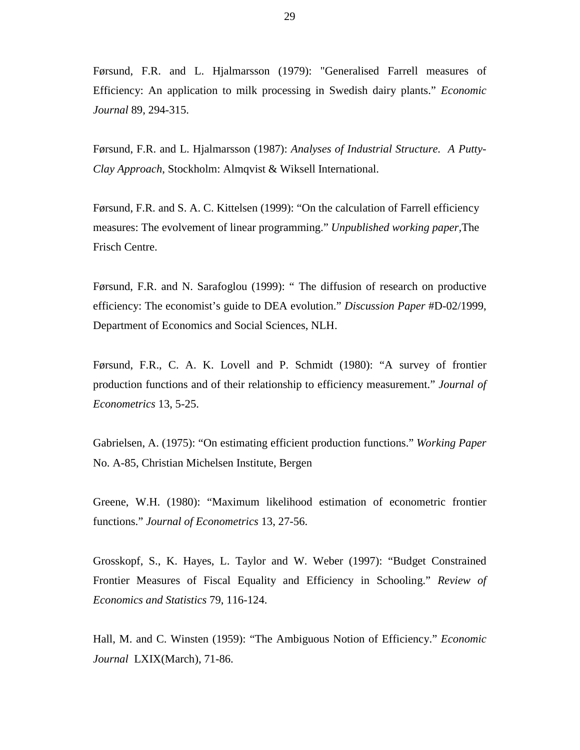Førsund, F.R. and L. Hjalmarsson (1979): "Generalised Farrell measures of Efficiency: An application to milk processing in Swedish dairy plants." *Economic Journal* 89, 294-315.

Førsund, F.R. and L. Hjalmarsson (1987): *Analyses of Industrial Structure. A Putty-Clay Approach*, Stockholm: Almqvist & Wiksell International.

Førsund, F.R. and S. A. C. Kittelsen (1999): "On the calculation of Farrell efficiency measures: The evolvement of linear programming." *Unpublished working paper*,The Frisch Centre.

Førsund, F.R. and N. Sarafoglou (1999): " The diffusion of research on productive efficiency: The economist's guide to DEA evolution." *Discussion Paper* #D-02/1999, Department of Economics and Social Sciences, NLH.

Førsund, F.R., C. A. K. Lovell and P. Schmidt (1980): "A survey of frontier production functions and of their relationship to efficiency measurement." *Journal of Econometrics* 13, 5-25.

Gabrielsen, A. (1975): "On estimating efficient production functions." *Working Paper* No. A-85, Christian Michelsen Institute, Bergen

Greene, W.H. (1980): "Maximum likelihood estimation of econometric frontier functions." *Journal of Econometrics* 13, 27-56.

Grosskopf, S., K. Hayes, L. Taylor and W. Weber (1997): "Budget Constrained Frontier Measures of Fiscal Equality and Efficiency in Schooling." *Review of Economics and Statistics* 79, 116-124.

Hall, M. and C. Winsten (1959): "The Ambiguous Notion of Efficiency." *Economic Journal* LXIX(March), 71-86.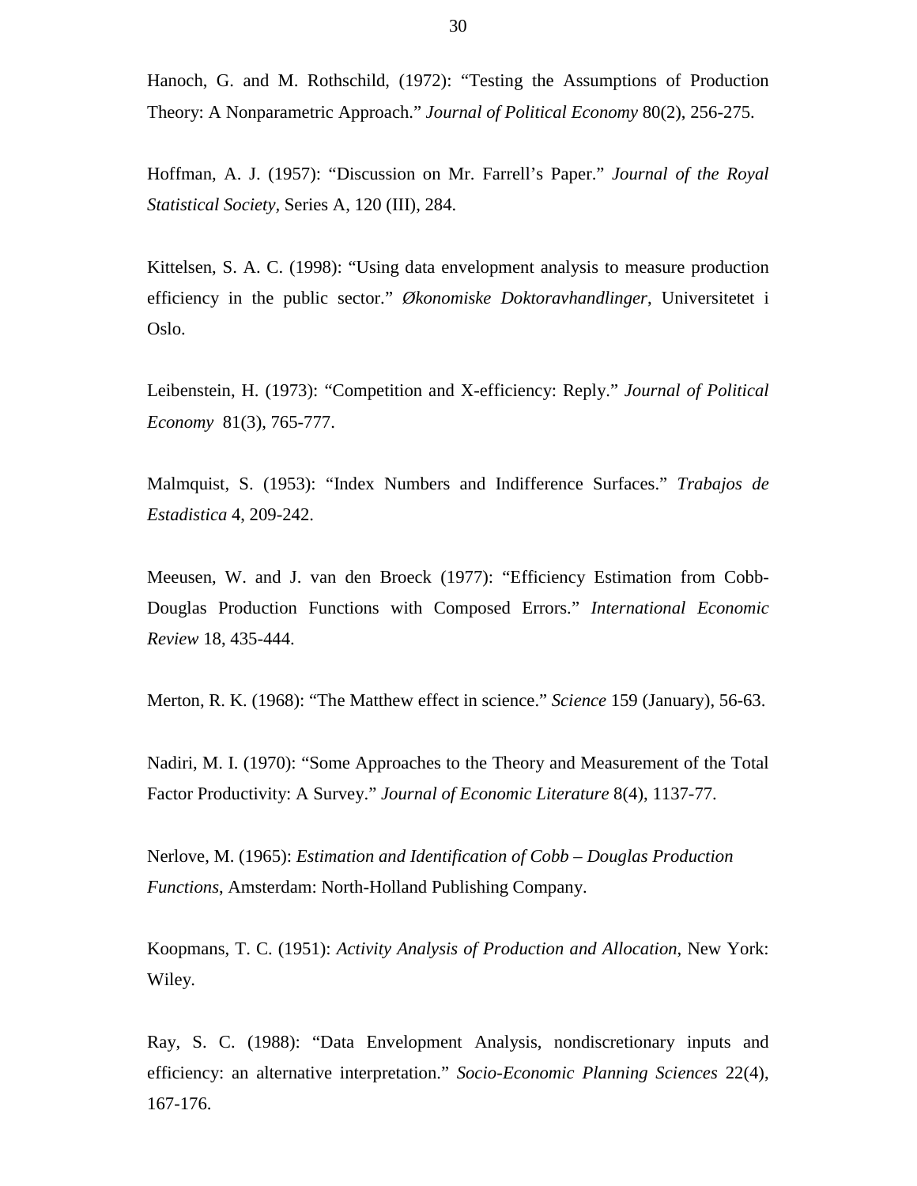Hanoch, G. and M. Rothschild, (1972): "Testing the Assumptions of Production Theory: A Nonparametric Approach." *Journal of Political Economy* 80(2), 256-275.

Hoffman, A. J. (1957): "Discussion on Mr. Farrell's Paper." *Journal of the Royal Statistical Society*, Series A, 120 (III), 284.

Kittelsen, S. A. C. (1998): "Using data envelopment analysis to measure production efficiency in the public sector." *Økonomiske Doktoravhandlinger*, Universitetet i Oslo.

Leibenstein, H. (1973): "Competition and X-efficiency: Reply." *Journal of Political Economy* 81(3), 765-777.

Malmquist, S. (1953): "Index Numbers and Indifference Surfaces." *Trabajos de Estadistica* 4, 209-242.

Meeusen, W. and J. van den Broeck (1977): "Efficiency Estimation from Cobb-Douglas Production Functions with Composed Errors." *International Economic Review* 18, 435-444.

Merton, R. K. (1968): "The Matthew effect in science." *Science* 159 (January), 56-63.

Nadiri, M. I. (1970): "Some Approaches to the Theory and Measurement of the Total Factor Productivity: A Survey." *Journal of Economic Literature* 8(4), 1137-77.

Nerlove, M. (1965): *Estimation and Identification of Cobb – Douglas Production Functions*, Amsterdam: North-Holland Publishing Company.

Koopmans, T. C. (1951): *Activity Analysis of Production and Allocation*, New York: Wiley.

Ray, S. C. (1988): "Data Envelopment Analysis, nondiscretionary inputs and efficiency: an alternative interpretation." *Socio-Economic Planning Sciences* 22(4), 167-176.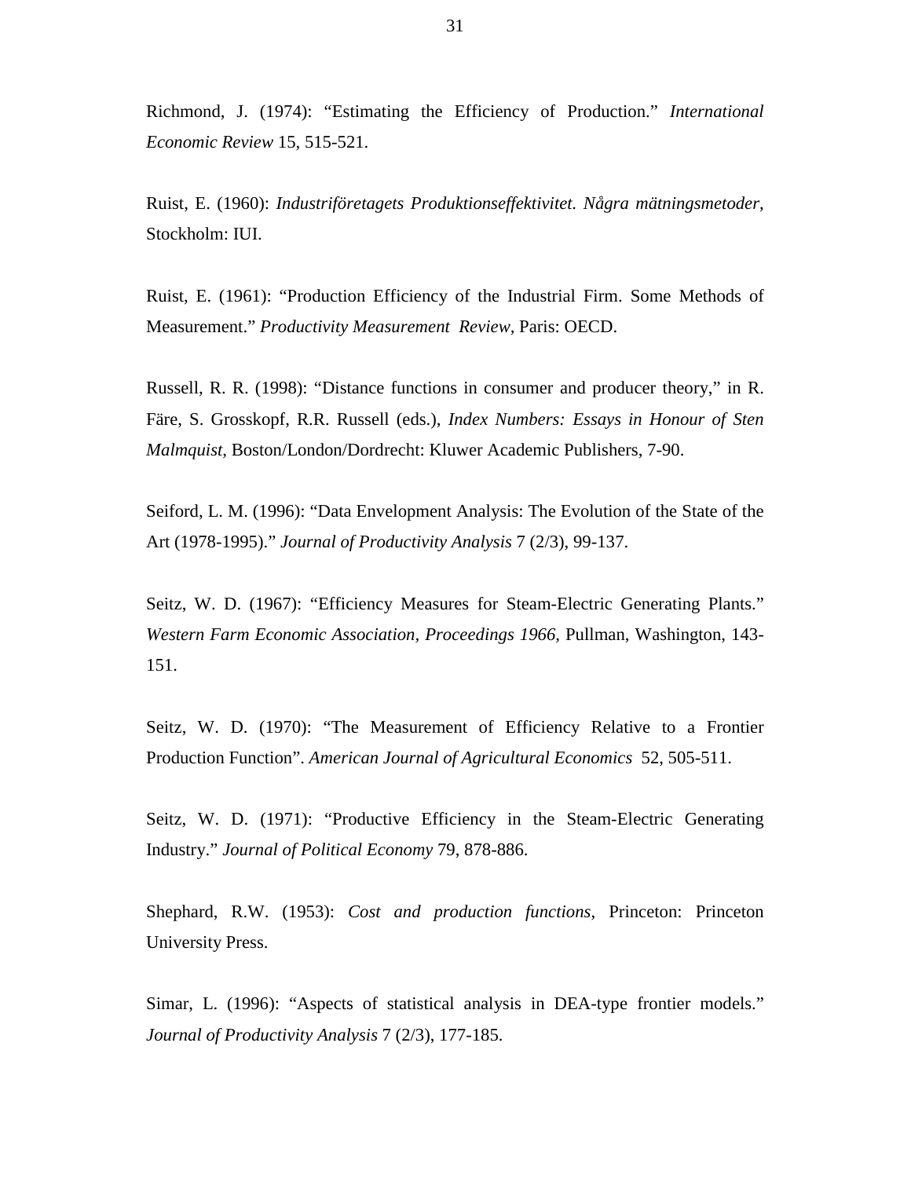Richmond, J. (1974): “Estimating the Efficiency of Production.” *International Economic Review* 15, 515-521.

Ruist, E. (1960): *Industriföretagets Produktionseffektivitet. Några mätningsmetoder*, Stockholm: IUI.

Ruist, E. (1961): “Production Efficiency of the Industrial Firm. Some Methods of Measurement.” *Productivity Measurement Review*, Paris: OECD.

Russell, R. R. (1998): “Distance functions in consumer and producer theory,” in R. Färe, S. Grosskopf, R.R. Russell (eds.), *Index Numbers: Essays in Honour of Sten Malmquist*, Boston/London/Dordrecht: Kluwer Academic Publishers, 7-90.

Seiford, L. M. (1996): “Data Envelopment Analysis: The Evolution of the State of the Art (1978-1995).” *Journal of Productivity Analysis* 7 (2/3), 99-137.

Seitz, W. D. (1967): “Efficiency Measures for Steam-Electric Generating Plants.” *Western Farm Economic Association, Proceedings 1966*, Pullman, Washington, 143-151.

Seitz, W. D. (1970): “The Measurement of Efficiency Relative to a Frontier Production Function”. *American Journal of Agricultural Economics* 52, 505-511.

Seitz, W. D. (1971): “Productive Efficiency in the Steam-Electric Generating Industry.” *Journal of Political Economy* 79, 878-886.

Shephard, R.W. (1953): *Cost and production functions*, Princeton: Princeton University Press.

Simar, L. (1996): “Aspects of statistical analysis in DEA-type frontier models.” *Journal of Productivity Analysis* 7 (2/3), 177-185.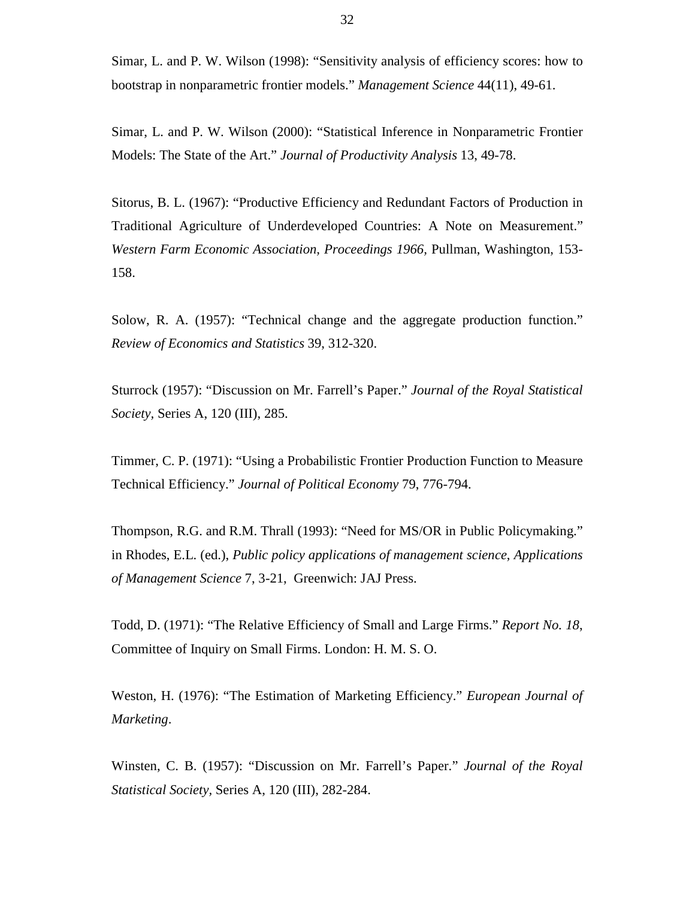Simar, L. and P. W. Wilson (1998): "Sensitivity analysis of efficiency scores: how to bootstrap in nonparametric frontier models." *Management Science* 44(11), 49-61.

Simar, L. and P. W. Wilson (2000): "Statistical Inference in Nonparametric Frontier Models: The State of the Art." *Journal of Productivity Analysis* 13, 49-78.

Sitorus, B. L. (1967): "Productive Efficiency and Redundant Factors of Production in Traditional Agriculture of Underdeveloped Countries: A Note on Measurement." *Western Farm Economic Association, Proceedings 1966*, Pullman, Washington, 153-158.

Solow, R. A. (1957): "Technical change and the aggregate production function." *Review of Economics and Statistics* 39, 312-320.

Sturrock (1957): "Discussion on Mr. Farrell's Paper." *Journal of the Royal Statistical Society*, Series A, 120 (III), 285.

Timmer, C. P. (1971): "Using a Probabilistic Frontier Production Function to Measure Technical Efficiency." *Journal of Political Economy* 79, 776-794.

Thompson, R.G. and R.M. Thrall (1993): "Need for MS/OR in Public Policymaking." in Rhodes, E.L. (ed.), *Public policy applications of management science*, *Applications of Management Science* 7, 3-21, Greenwich: JAJ Press.

Todd, D. (1971): "The Relative Efficiency of Small and Large Firms." *Report No. 18*, Committee of Inquiry on Small Firms. London: H. M. S. O.

Weston, H. (1976): "The Estimation of Marketing Efficiency." *European Journal of Marketing*.

Winsten, C. B. (1957): "Discussion on Mr. Farrell's Paper." *Journal of the Royal Statistical Society*, Series A, 120 (III), 282-284.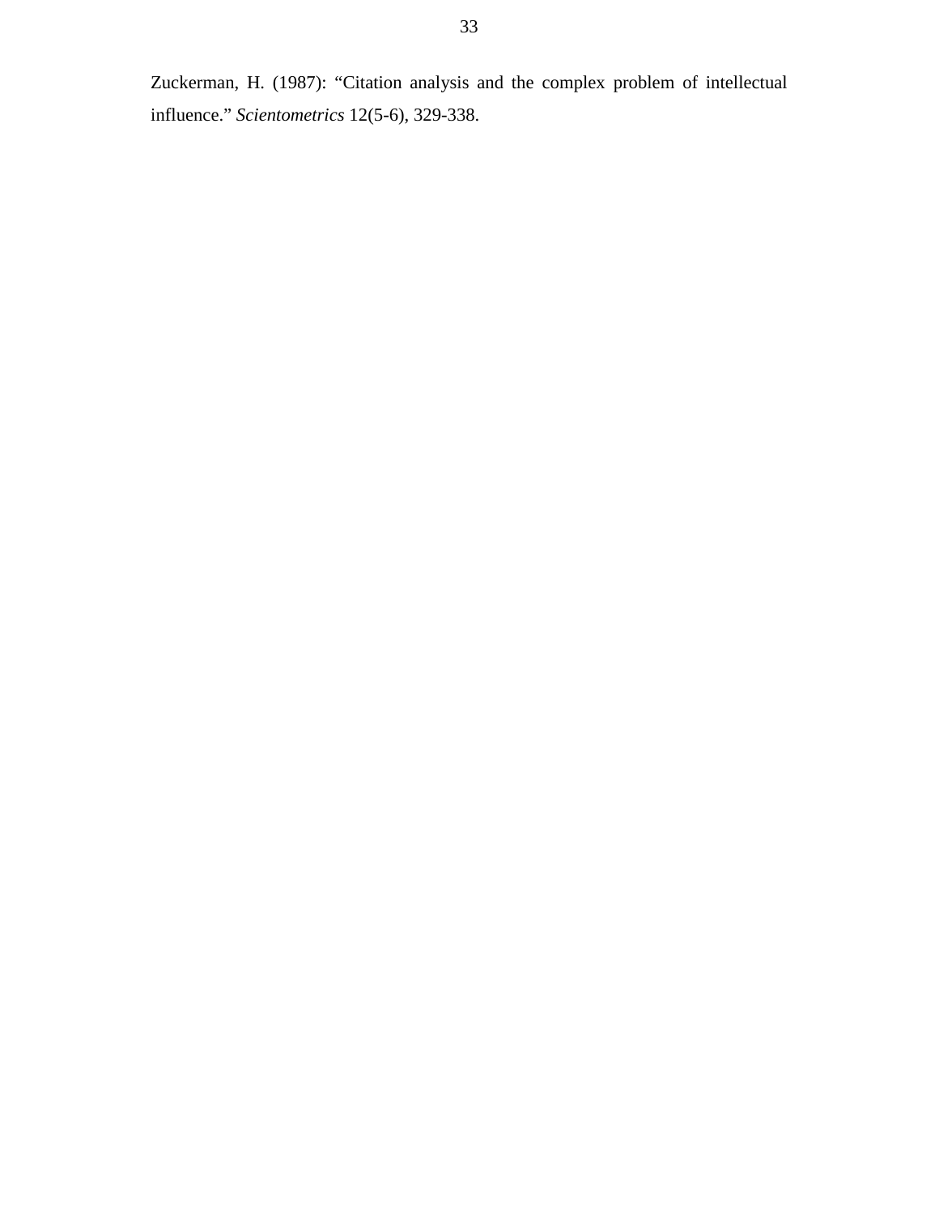Zuckerman, H. (1987): “Citation analysis and the complex problem of intellectual influence.” *Scientometrics* 12(5-6), 329-338.